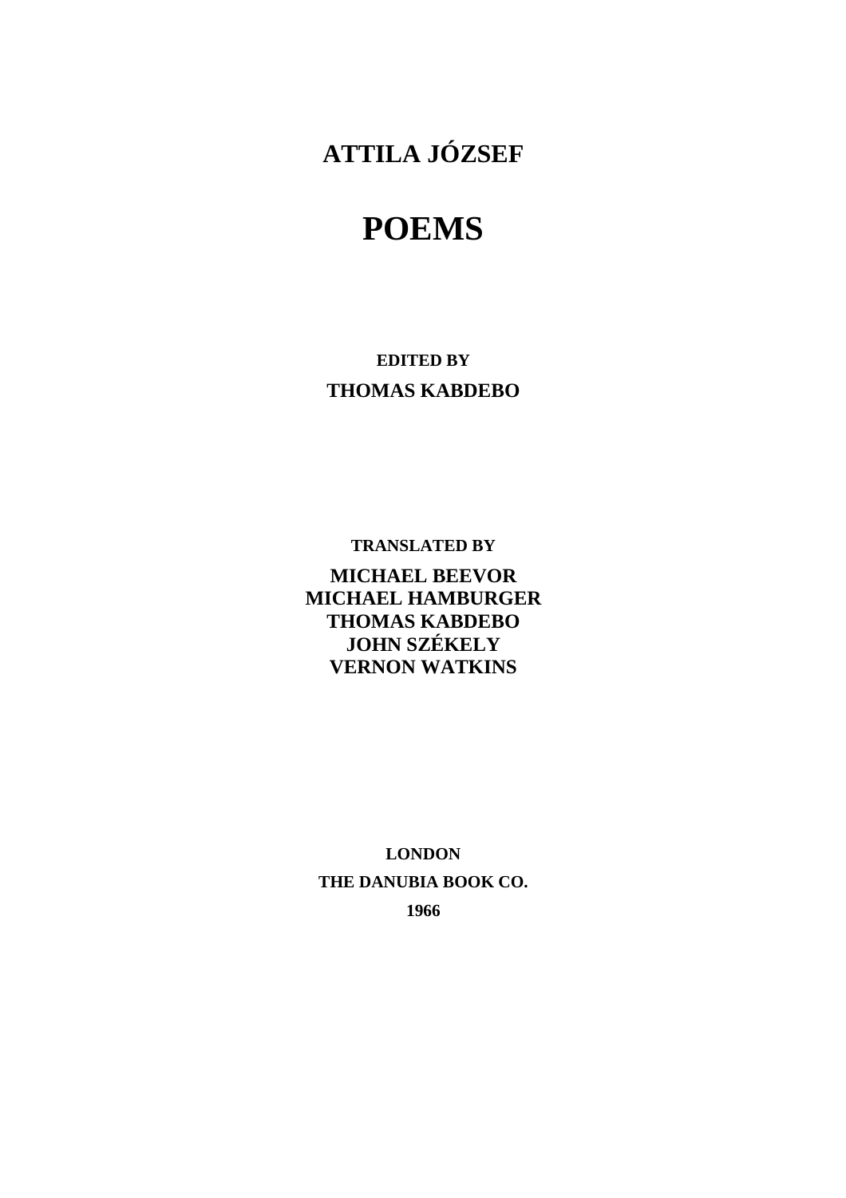## ATTILA JÓZSEF

# POEMS

**EDITED BY**

**THOMAS KABDEBO**

**TRANSLATED BY**

**MICHAEL BEEVOR**
**MICHAEL HAMBURGER**
**THOMAS KABDEBO**
**JOHN SZÉKELY**
**VERNON WATKINS**

**LONDON**

**THE DANUBIA BOOK CO.**

**1966**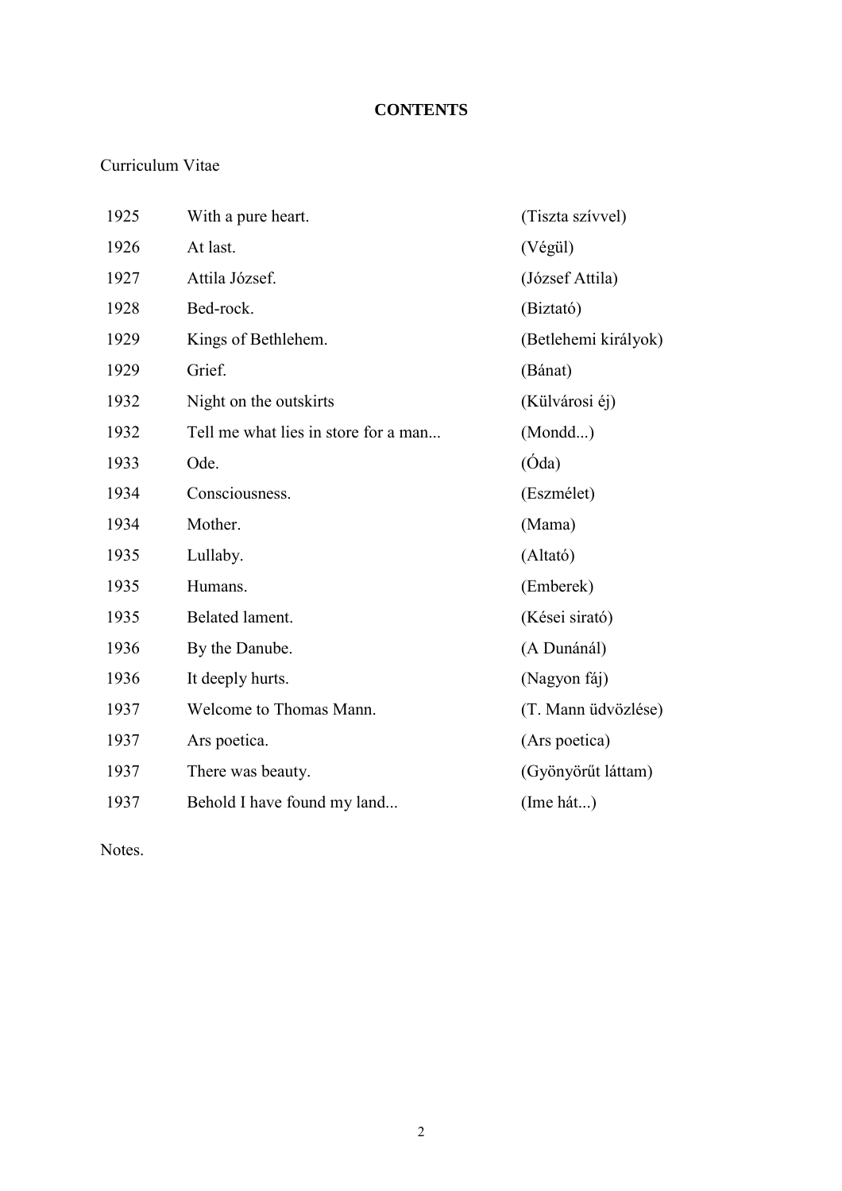# CONTENTS

Curriculum Vitae

| | | |
|---|---|---|
| 1925 | With a pure heart. | (Tiszta szívvel) |
| 1926 | At last. | (Végül) |
| 1927 | Attila József. | (József Attila) |
| 1928 | Bed-rock. | (Biztató) |
| 1929 | Kings of Bethlehem. | (Betlehemi királyok) |
| 1929 | Grief. | (Bánat) |
| 1932 | Night on the outskirts | (Külvárosi éj) |
| 1932 | Tell me what lies in store for a man... | (Mondd...) |
| 1933 | Ode. | (Óda) |
| 1934 | Consciousness. | (Eszmélet) |
| 1934 | Mother. | (Mama) |
| 1935 | Lullaby. | (Altató) |
| 1935 | Humans. | (Emberek) |
| 1935 | Belated lament. | (Kései sirató) |
| 1936 | By the Danube. | (A Dunánál) |
| 1936 | It deeply hurts. | (Nagyon fáj) |
| 1937 | Welcome to Thomas Mann. | (T. Mann üdvözlése) |
| 1937 | Ars poetica. | (Ars poetica) |
| 1937 | There was beauty. | (Gyönyörűt láttam) |
| 1937 | Behold I have found my land... | (Ime hát...) |

Notes.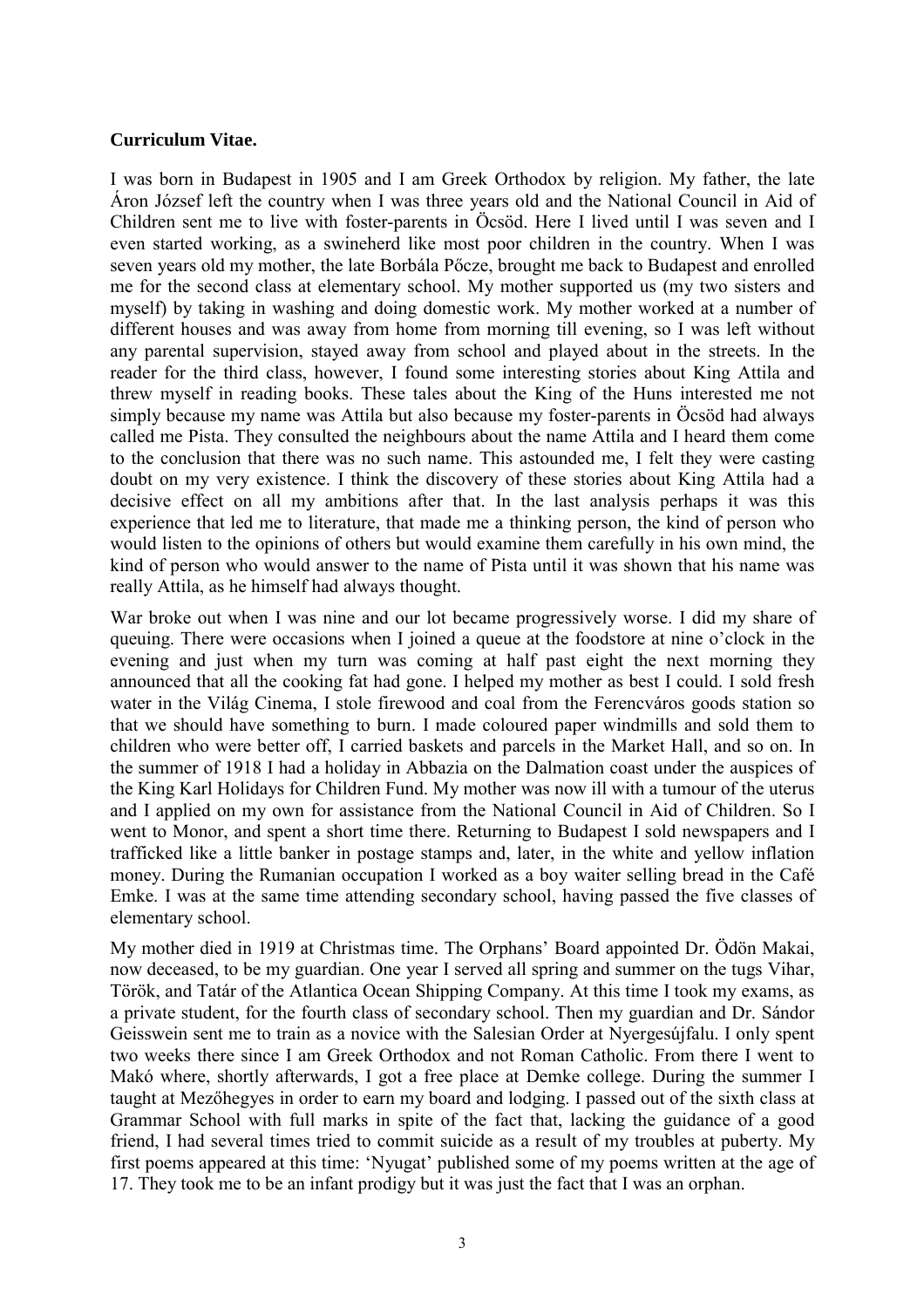**Curriculum Vitae.**

I was born in Budapest in 1905 and I am Greek Orthodox by religion. My father, the late Áron József left the country when I was three years old and the National Council in Aid of Children sent me to live with foster-parents in Öcsöd. Here I lived until I was seven and I even started working, as a swineherd like most poor children in the country. When I was seven years old my mother, the late Borbála Pőcze, brought me back to Budapest and enrolled me for the second class at elementary school. My mother supported us (my two sisters and myself) by taking in washing and doing domestic work. My mother worked at a number of different houses and was away from home from morning till evening, so I was left without any parental supervision, stayed away from school and played about in the streets. In the reader for the third class, however, I found some interesting stories about King Attila and threw myself in reading books. These tales about the King of the Huns interested me not simply because my name was Attila but also because my foster-parents in Öcsöd had always called me Pista. They consulted the neighbours about the name Attila and I heard them come to the conclusion that there was no such name. This astounded me, I felt they were casting doubt on my very existence. I think the discovery of these stories about King Attila had a decisive effect on all my ambitions after that. In the last analysis perhaps it was this experience that led me to literature, that made me a thinking person, the kind of person who would listen to the opinions of others but would examine them carefully in his own mind, the kind of person who would answer to the name of Pista until it was shown that his name was really Attila, as he himself had always thought.

War broke out when I was nine and our lot became progressively worse. I did my share of queuing. There were occasions when I joined a queue at the foodstore at nine o'clock in the evening and just when my turn was coming at half past eight the next morning they announced that all the cooking fat had gone. I helped my mother as best I could. I sold fresh water in the Világ Cinema, I stole firewood and coal from the Ferencváros goods station so that we should have something to burn. I made coloured paper windmills and sold them to children who were better off, I carried baskets and parcels in the Market Hall, and so on. In the summer of 1918 I had a holiday in Abbazia on the Dalmation coast under the auspices of the King Karl Holidays for Children Fund. My mother was now ill with a tumour of the uterus and I applied on my own for assistance from the National Council in Aid of Children. So I went to Monor, and spent a short time there. Returning to Budapest I sold newspapers and I trafficked like a little banker in postage stamps and, later, in the white and yellow inflation money. During the Rumanian occupation I worked as a boy waiter selling bread in the Café Emke. I was at the same time attending secondary school, having passed the five classes of elementary school.

My mother died in 1919 at Christmas time. The Orphans' Board appointed Dr. Ödön Makai, now deceased, to be my guardian. One year I served all spring and summer on the tugs Vihar, Török, and Tatár of the Atlantica Ocean Shipping Company. At this time I took my exams, as a private student, for the fourth class of secondary school. Then my guardian and Dr. Sándor Geisswein sent me to train as a novice with the Salesian Order at Nyergesújfalu. I only spent two weeks there since I am Greek Orthodox and not Roman Catholic. From there I went to Makó where, shortly afterwards, I got a free place at Demke college. During the summer I taught at Mezőhegyes in order to earn my board and lodging. I passed out of the sixth class at Grammar School with full marks in spite of the fact that, lacking the guidance of a good friend, I had several times tried to commit suicide as a result of my troubles at puberty. My first poems appeared at this time: 'Nyugat' published some of my poems written at the age of 17. They took me to be an infant prodigy but it was just the fact that I was an orphan.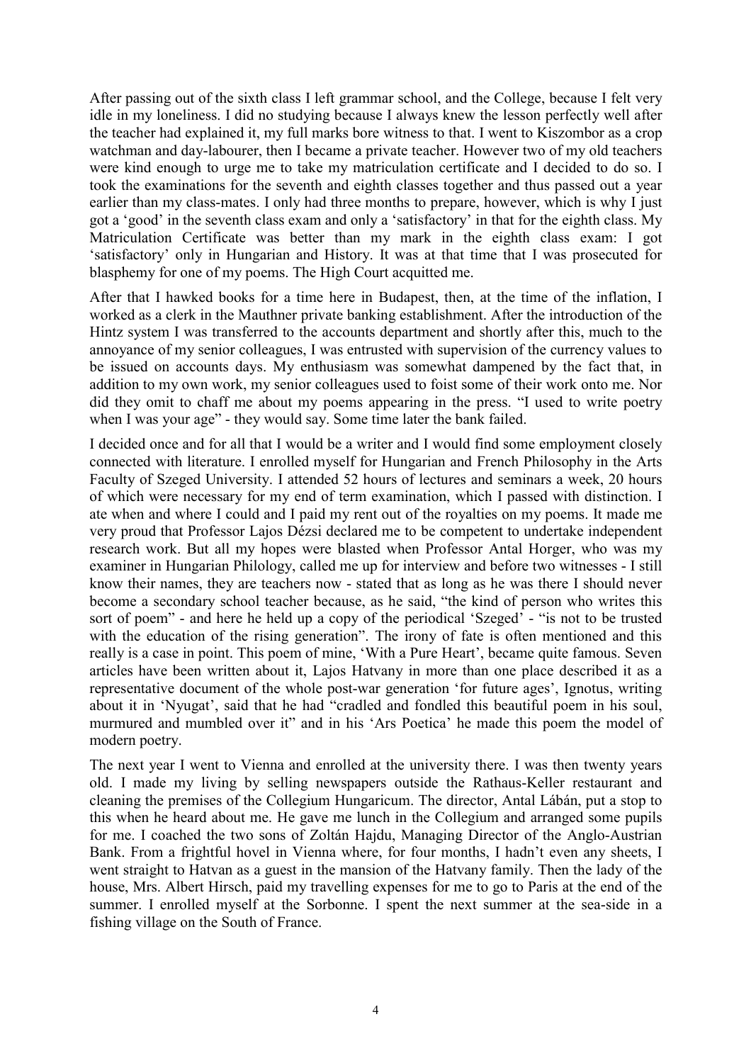After passing out of the sixth class I left grammar school, and the College, because I felt very idle in my loneliness. I did no studying because I always knew the lesson perfectly well after the teacher had explained it, my full marks bore witness to that. I went to Kiszombor as a crop watchman and day-labourer, then I became a private teacher. However two of my old teachers were kind enough to urge me to take my matriculation certificate and I decided to do so. I took the examinations for the seventh and eighth classes together and thus passed out a year earlier than my class-mates. I only had three months to prepare, however, which is why I just got a 'good' in the seventh class exam and only a 'satisfactory' in that for the eighth class. My Matriculation Certificate was better than my mark in the eighth class exam: I got 'satisfactory' only in Hungarian and History. It was at that time that I was prosecuted for blasphemy for one of my poems. The High Court acquitted me.

After that I hawked books for a time here in Budapest, then, at the time of the inflation, I worked as a clerk in the Mauthner private banking establishment. After the introduction of the Hintz system I was transferred to the accounts department and shortly after this, much to the annoyance of my senior colleagues, I was entrusted with supervision of the currency values to be issued on accounts days. My enthusiasm was somewhat dampened by the fact that, in addition to my own work, my senior colleagues used to foist some of their work onto me. Nor did they omit to chaff me about my poems appearing in the press. "I used to write poetry when I was your age" - they would say. Some time later the bank failed.

I decided once and for all that I would be a writer and I would find some employment closely connected with literature. I enrolled myself for Hungarian and French Philosophy in the Arts Faculty of Szeged University. I attended 52 hours of lectures and seminars a week, 20 hours of which were necessary for my end of term examination, which I passed with distinction. I ate when and where I could and I paid my rent out of the royalties on my poems. It made me very proud that Professor Lajos Dézsi declared me to be competent to undertake independent research work. But all my hopes were blasted when Professor Antal Horger, who was my examiner in Hungarian Philology, called me up for interview and before two witnesses - I still know their names, they are teachers now - stated that as long as he was there I should never become a secondary school teacher because, as he said, "the kind of person who writes this sort of poem" - and here he held up a copy of the periodical 'Szeged' - "is not to be trusted with the education of the rising generation". The irony of fate is often mentioned and this really is a case in point. This poem of mine, 'With a Pure Heart', became quite famous. Seven articles have been written about it, Lajos Hatvany in more than one place described it as a representative document of the whole post-war generation 'for future ages', Ignotus, writing about it in 'Nyugat', said that he had "cradled and fondled this beautiful poem in his soul, murmured and mumbled over it" and in his 'Ars Poetica' he made this poem the model of modern poetry.

The next year I went to Vienna and enrolled at the university there. I was then twenty years old. I made my living by selling newspapers outside the Rathaus-Keller restaurant and cleaning the premises of the Collegium Hungaricum. The director, Antal Lábán, put a stop to this when he heard about me. He gave me lunch in the Collegium and arranged some pupils for me. I coached the two sons of Zoltán Hajdu, Managing Director of the Anglo-Austrian Bank. From a frightful hovel in Vienna where, for four months, I hadn't even any sheets, I went straight to Hatvan as a guest in the mansion of the Hatvany family. Then the lady of the house, Mrs. Albert Hirsch, paid my travelling expenses for me to go to Paris at the end of the summer. I enrolled myself at the Sorbonne. I spent the next summer at the sea-side in a fishing village on the South of France.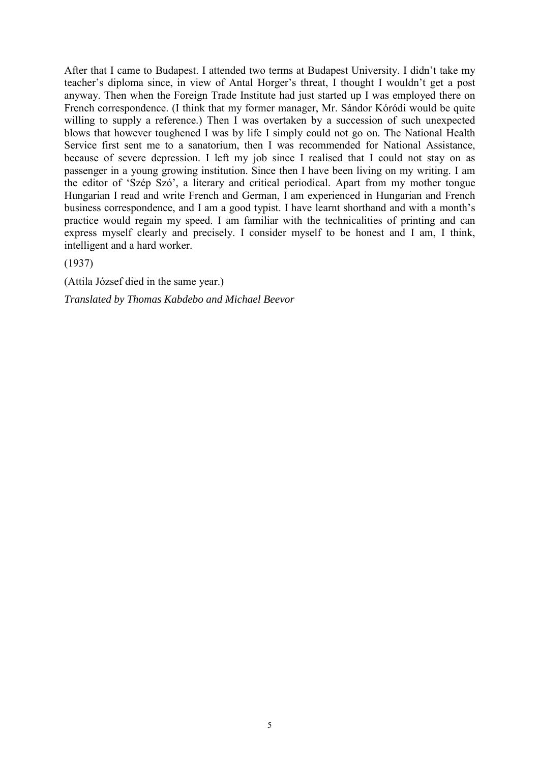After that I came to Budapest. I attended two terms at Budapest University. I didn't take my teacher's diploma since, in view of Antal Horger's threat, I thought I wouldn't get a post anyway. Then when the Foreign Trade Institute had just started up I was employed there on French correspondence. (I think that my former manager, Mr. Sándor Kóródi would be quite willing to supply a reference.) Then I was overtaken by a succession of such unexpected blows that however toughened I was by life I simply could not go on. The National Health Service first sent me to a sanatorium, then I was recommended for National Assistance, because of severe depression. I left my job since I realised that I could not stay on as passenger in a young growing institution. Since then I have been living on my writing. I am the editor of 'Szép Szó', a literary and critical periodical. Apart from my mother tongue Hungarian I read and write French and German, I am experienced in Hungarian and French business correspondence, and I am a good typist. I have learnt shorthand and with a month's practice would regain my speed. I am familiar with the technicalities of printing and can express myself clearly and precisely. I consider myself to be honest and I am, I think, intelligent and a hard worker.

(1937)

(Attila József died in the same year.)

*Translated by Thomas Kabdebo and Michael Beevor*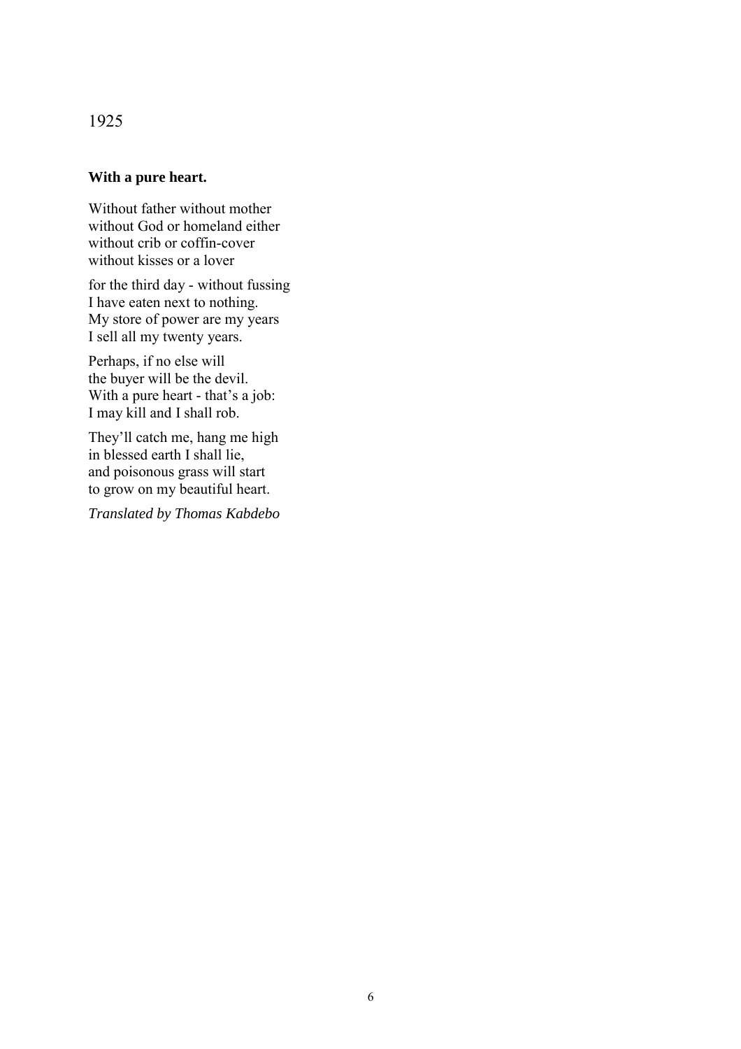1925

**With a pure heart.**

Without father without mother  
without God or homeland either  
without crib or coffin-cover  
without kisses or a lover

for the third day - without fussing  
I have eaten next to nothing.  
My store of power are my years  
I sell all my twenty years.

Perhaps, if no else will  
the buyer will be the devil.  
With a pure heart - that's a job:  
I may kill and I shall rob.

They'll catch me, hang me high  
in blessed earth I shall lie,  
and poisonous grass will start  
to grow on my beautiful heart.

*Translated by Thomas Kabdebo*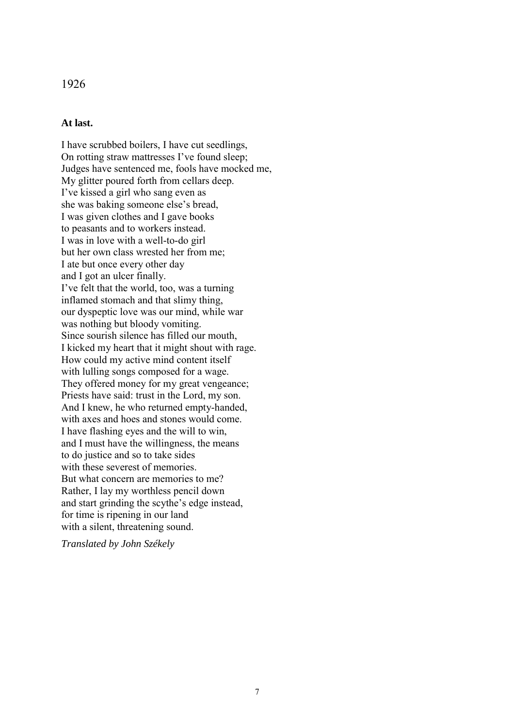1926

**At last.**

I have scrubbed boilers, I have cut seedlings,
On rotting straw mattresses I've found sleep;
Judges have sentenced me, fools have mocked me,
My glitter poured forth from cellars deep.
I've kissed a girl who sang even as
she was baking someone else's bread,
I was given clothes and I gave books
to peasants and to workers instead.
I was in love with a well-to-do girl
but her own class wrested her from me;
I ate but once every other day
and I got an ulcer finally.
I've felt that the world, too, was a turning
inflamed stomach and that slimy thing,
our dyspeptic love was our mind, while war
was nothing but bloody vomiting.
Since sourish silence has filled our mouth,
I kicked my heart that it might shout with rage.
How could my active mind content itself
with lulling songs composed for a wage.
They offered money for my great vengeance;
Priests have said: trust in the Lord, my son.
And I knew, he who returned empty-handed,
with axes and hoes and stones would come.
I have flashing eyes and the will to win,
and I must have the willingness, the means
to do justice and so to take sides
with these severest of memories.
But what concern are memories to me?
Rather, I lay my worthless pencil down
and start grinding the scythe's edge instead,
for time is ripening in our land
with a silent, threatening sound.

*Translated by John Székely*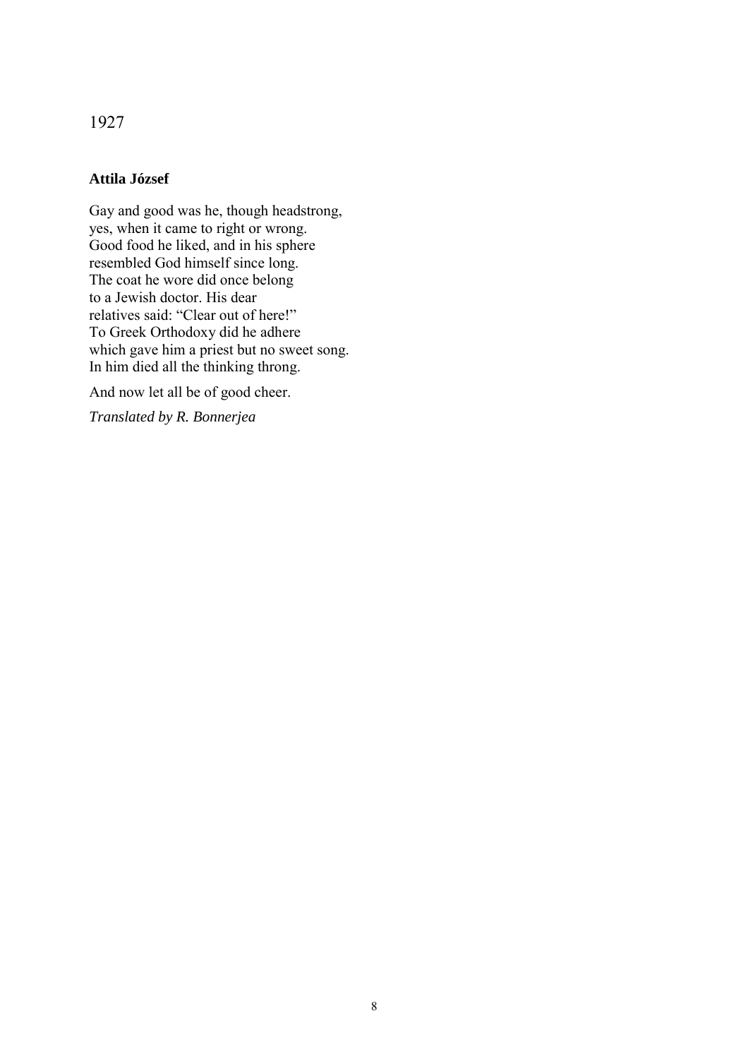1927

**Attila József**

Gay and good was he, though headstrong,  
yes, when it came to right or wrong.  
Good food he liked, and in his sphere  
resembled God himself since long.  
The coat he wore did once belong  
to a Jewish doctor. His dear  
relatives said: "Clear out of here!"  
To Greek Orthodoxy did he adhere  
which gave him a priest but no sweet song.  
In him died all the thinking throng.

And now let all be of good cheer.

*Translated by R. Bonnerjea*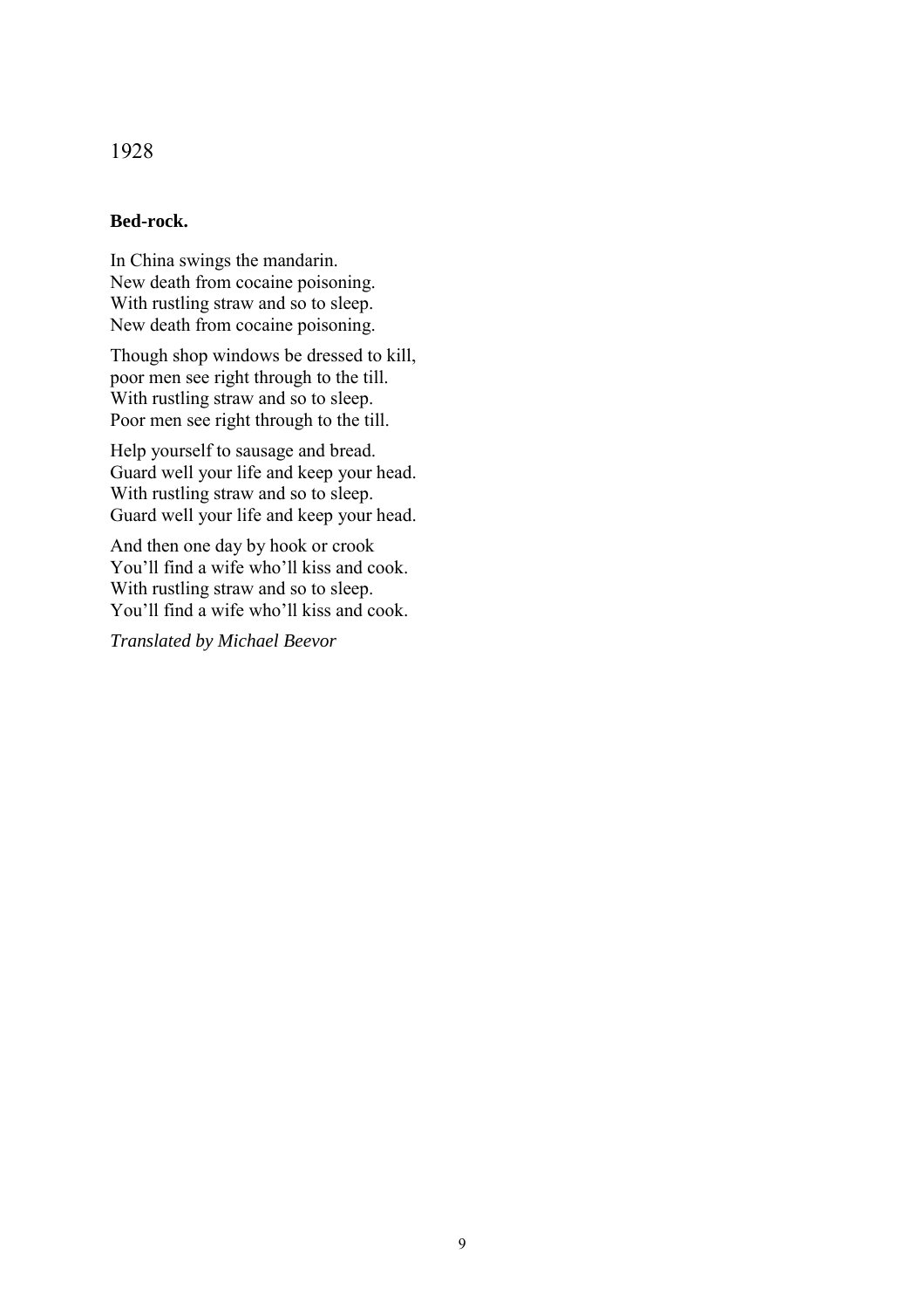1928

**Bed-rock.**

In China swings the mandarin.
New death from cocaine poisoning.
With rustling straw and so to sleep.
New death from cocaine poisoning.

Though shop windows be dressed to kill,
poor men see right through to the till.
With rustling straw and so to sleep.
Poor men see right through to the till.

Help yourself to sausage and bread.
Guard well your life and keep your head.
With rustling straw and so to sleep.
Guard well your life and keep your head.

And then one day by hook or crook
You'll find a wife who'll kiss and cook.
With rustling straw and so to sleep.
You'll find a wife who'll kiss and cook.

*Translated by Michael Beevor*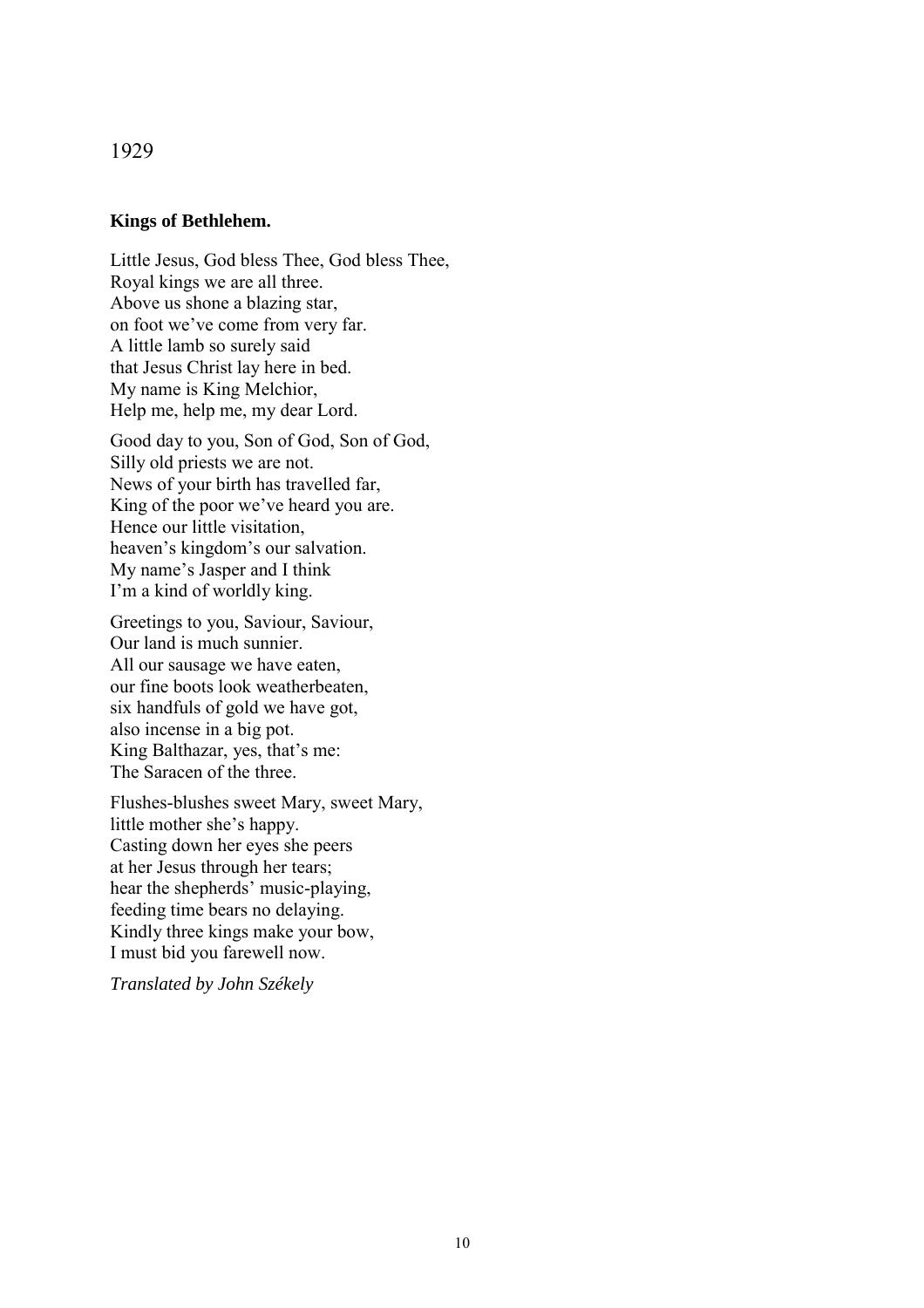1929

**Kings of Bethlehem.**

Little Jesus, God bless Thee, God bless Thee,
Royal kings we are all three.
Above us shone a blazing star,
on foot we've come from very far.
A little lamb so surely said
that Jesus Christ lay here in bed.
My name is King Melchior,
Help me, help me, my dear Lord.

Good day to you, Son of God, Son of God,
Silly old priests we are not.
News of your birth has travelled far,
King of the poor we've heard you are.
Hence our little visitation,
heaven's kingdom's our salvation.
My name's Jasper and I think
I'm a kind of worldly king.

Greetings to you, Saviour, Saviour,
Our land is much sunnier.
All our sausage we have eaten,
our fine boots look weatherbeaten,
six handfuls of gold we have got,
also incense in a big pot.
King Balthazar, yes, that's me:
The Saracen of the three.

Flushes-blushes sweet Mary, sweet Mary,
little mother she's happy.
Casting down her eyes she peers
at her Jesus through her tears;
hear the shepherds' music-playing,
feeding time bears no delaying.
Kindly three kings make your bow,
I must bid you farewell now.

*Translated by John Székely*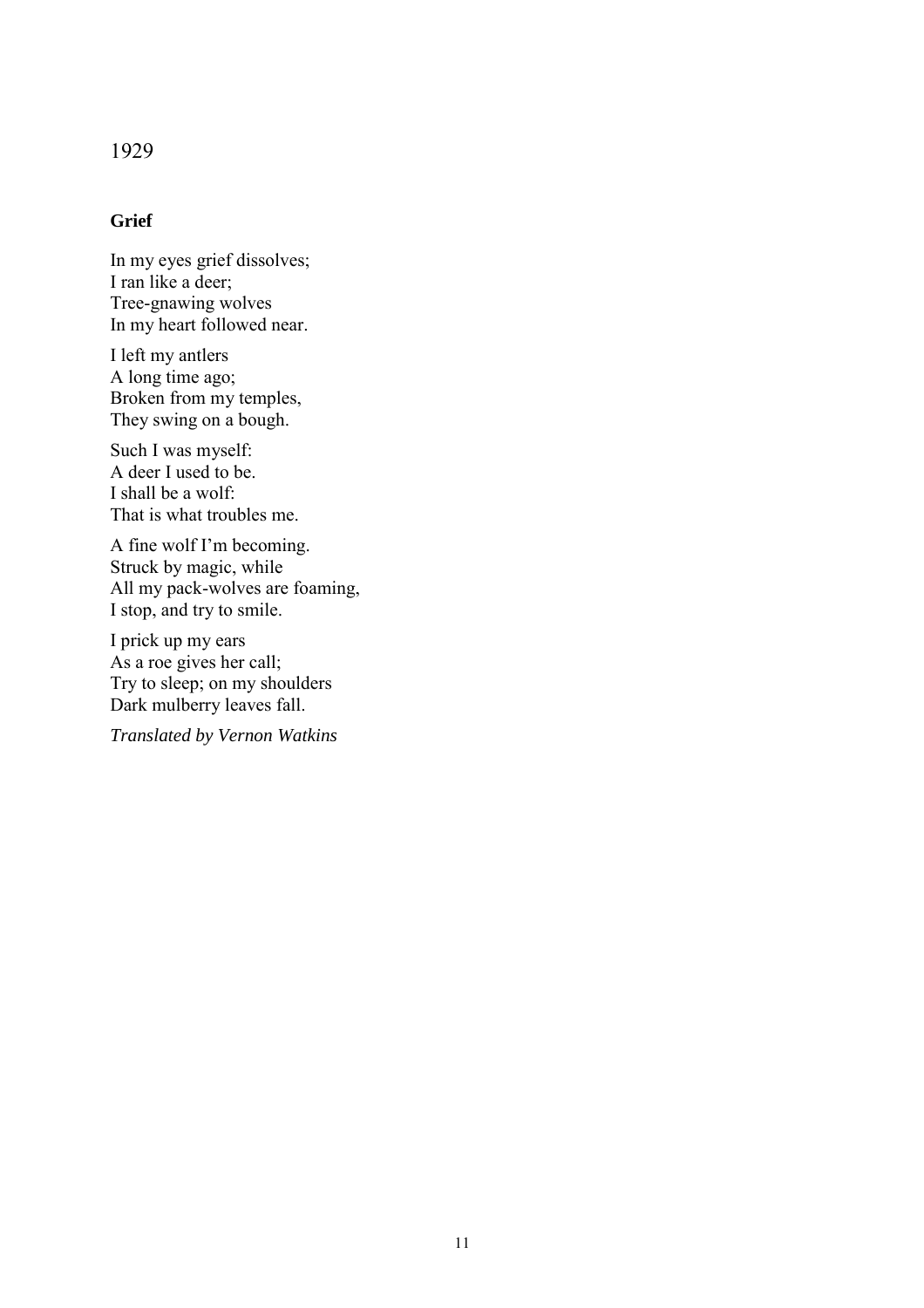1929

### Grief

In my eyes grief dissolves;
I ran like a deer;
Tree-gnawing wolves
In my heart followed near.

I left my antlers
A long time ago;
Broken from my temples,
They swing on a bough.

Such I was myself:
A deer I used to be.
I shall be a wolf:
That is what troubles me.

A fine wolf I'm becoming.
Struck by magic, while
All my pack-wolves are foaming,
I stop, and try to smile.

I prick up my ears
As a roe gives her call;
Try to sleep; on my shoulders
Dark mulberry leaves fall.

*Translated by Vernon Watkins*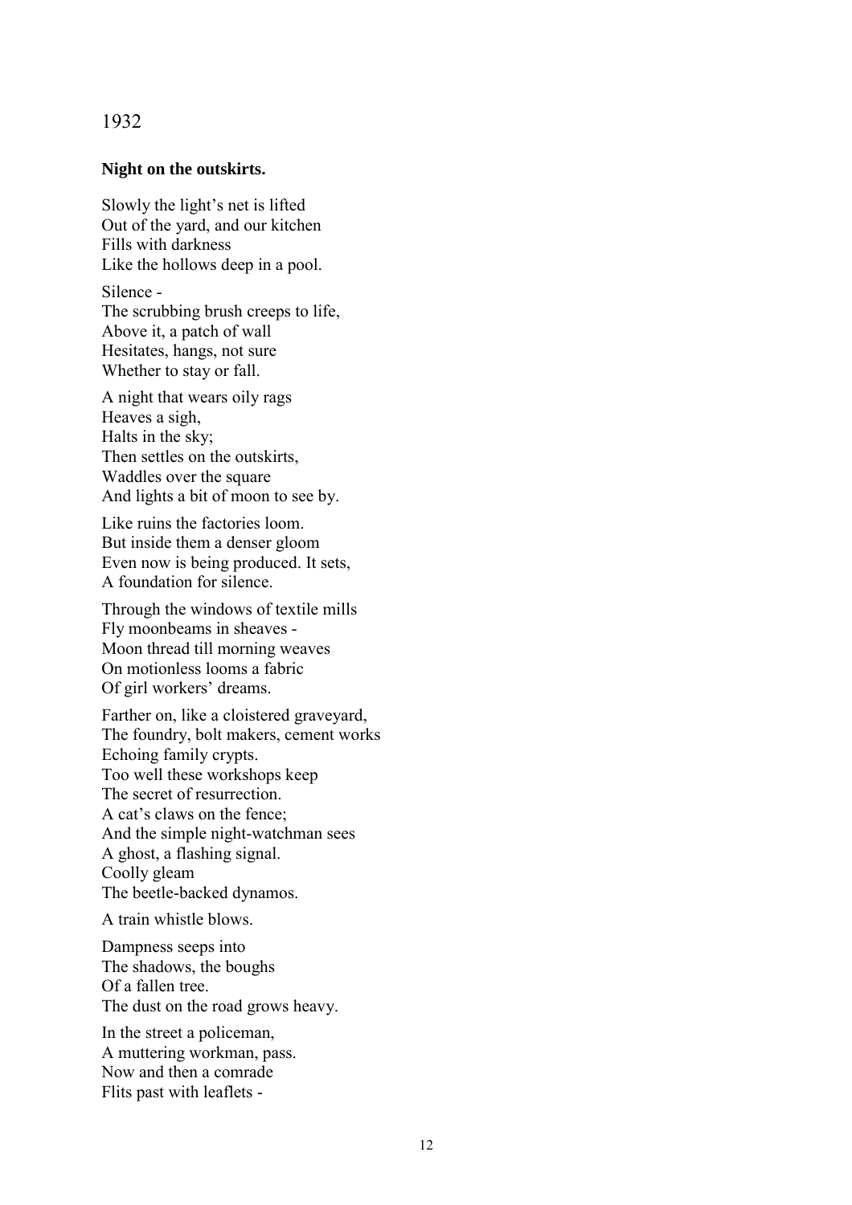1932

**Night on the outskirts.**

Slowly the light's net is lifted  
Out of the yard, and our kitchen  
Fills with darkness  
Like the hollows deep in a pool.

Silence -  
The scrubbing brush creeps to life,  
Above it, a patch of wall  
Hesitates, hangs, not sure  
Whether to stay or fall.

A night that wears oily rags  
Heaves a sigh,  
Halts in the sky;  
Then settles on the outskirts,  
Waddles over the square  
And lights a bit of moon to see by.

Like ruins the factories loom.  
But inside them a denser gloom  
Even now is being produced. It sets,  
A foundation for silence.

Through the windows of textile mills  
Fly moonbeams in sheaves -  
Moon thread till morning weaves  
On motionless looms a fabric  
Of girl workers' dreams.

Farther on, like a cloistered graveyard,  
The foundry, bolt makers, cement works  
Echoing family crypts.  
Too well these workshops keep  
The secret of resurrection.  
A cat's claws on the fence;  
And the simple night-watchman sees  
A ghost, a flashing signal.  
Coolly gleam  
The beetle-backed dynamos.

A train whistle blows.

Dampness seeps into  
The shadows, the boughs  
Of a fallen tree.  
The dust on the road grows heavy.

In the street a policeman,  
A muttering workman, pass.  
Now and then a comrade  
Flits past with leaflets -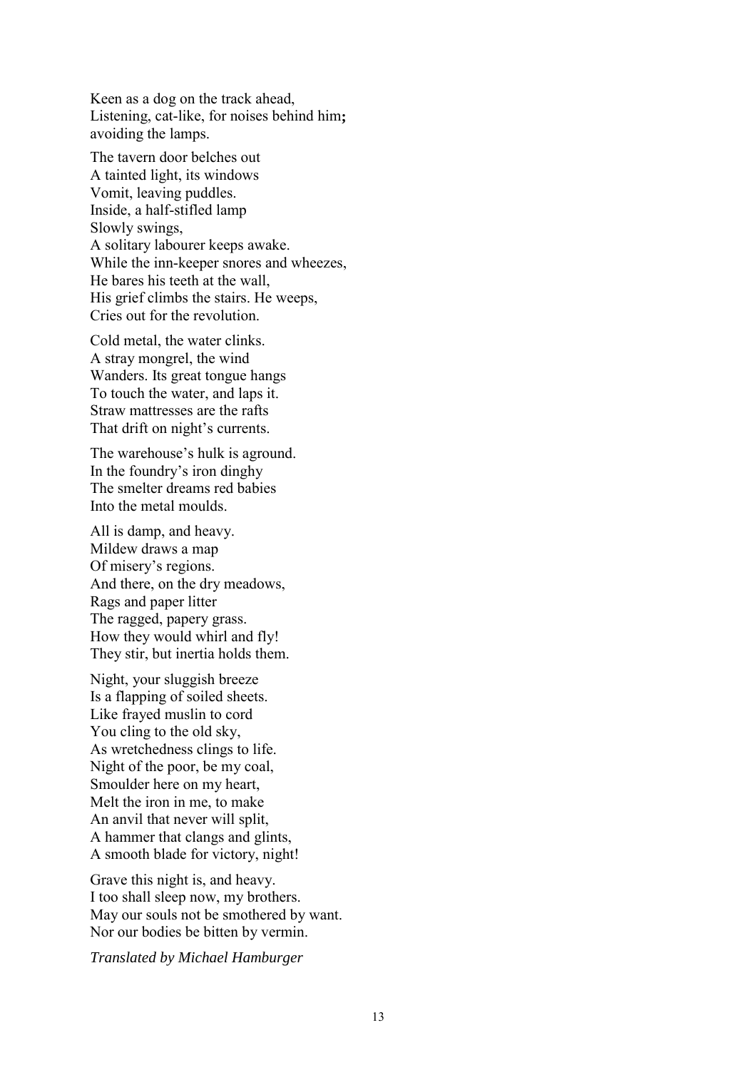Keen as a dog on the track ahead,  
Listening, cat-like, for noises behind him**;**  
avoiding the lamps.

The tavern door belches out  
A tainted light, its windows  
Vomit, leaving puddles.  
Inside, a half-stifled lamp  
Slowly swings,  
A solitary labourer keeps awake.  
While the inn-keeper snores and wheezes,  
He bares his teeth at the wall,  
His grief climbs the stairs. He weeps,  
Cries out for the revolution.

Cold metal, the water clinks.  
A stray mongrel, the wind  
Wanders. Its great tongue hangs  
To touch the water, and laps it.  
Straw mattresses are the rafts  
That drift on night's currents.

The warehouse's hulk is aground.  
In the foundry's iron dinghy  
The smelter dreams red babies  
Into the metal moulds.

All is damp, and heavy.  
Mildew draws a map  
Of misery's regions.  
And there, on the dry meadows,  
Rags and paper litter  
The ragged, papery grass.  
How they would whirl and fly!  
They stir, but inertia holds them.

Night, your sluggish breeze  
Is a flapping of soiled sheets.  
Like frayed muslin to cord  
You cling to the old sky,  
As wretchedness clings to life.  
Night of the poor, be my coal,  
Smoulder here on my heart,  
Melt the iron in me, to make  
An anvil that never will split,  
A hammer that clangs and glints,  
A smooth blade for victory, night!

Grave this night is, and heavy.  
I too shall sleep now, my brothers.  
May our souls not be smothered by want.  
Nor our bodies be bitten by vermin.

*Translated by Michael Hamburger*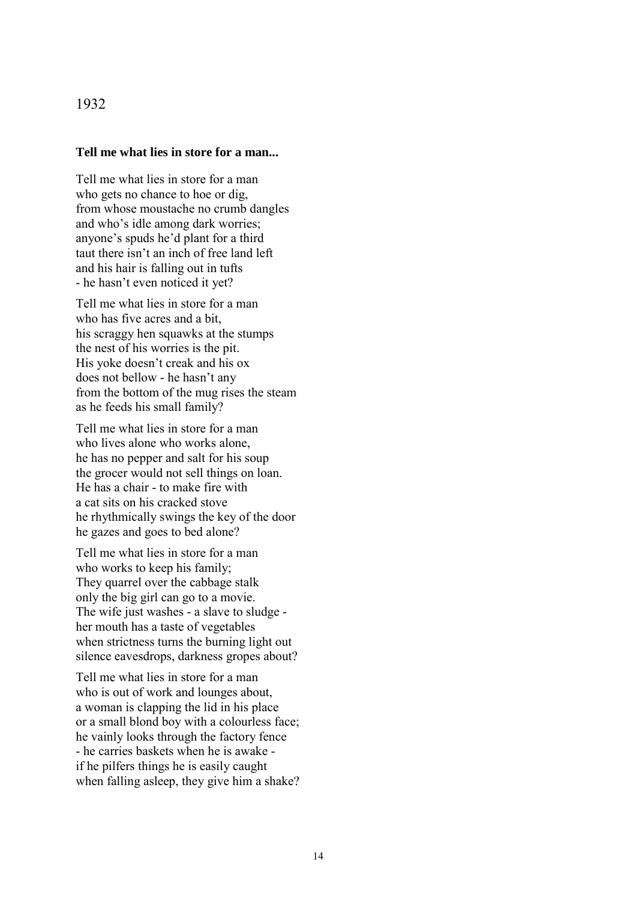1932

**Tell me what lies in store for a man...**

Tell me what lies in store for a man
who gets no chance to hoe or dig,
from whose moustache no crumb dangles
and who's idle among dark worries;
anyone's spuds he'd plant for a third
taut there isn't an inch of free land left
and his hair is falling out in tufts
- he hasn't even noticed it yet?

Tell me what lies in store for a man
who has five acres and a bit,
his scraggy hen squawks at the stumps
the nest of his worries is the pit.
His yoke doesn't creak and his ox
does not bellow - he hasn't any
from the bottom of the mug rises the steam
as he feeds his small family?

Tell me what lies in store for a man
who lives alone who works alone,
he has no pepper and salt for his soup
the grocer would not sell things on loan.
He has a chair - to make fire with
a cat sits on his cracked stove
he rhythmically swings the key of the door
he gazes and goes to bed alone?

Tell me what lies in store for a man
who works to keep his family;
They quarrel over the cabbage stalk
only the big girl can go to a movie.
The wife just washes - a slave to sludge -
her mouth has a taste of vegetables
when strictness turns the burning light out
silence eavesdrops, darkness gropes about?

Tell me what lies in store for a man
who is out of work and lounges about,
a woman is clapping the lid in his place
or a small blond boy with a colourless face;
he vainly looks through the factory fence
- he carries baskets when he is awake -
if he pilfers things he is easily caught
when falling asleep, they give him a shake?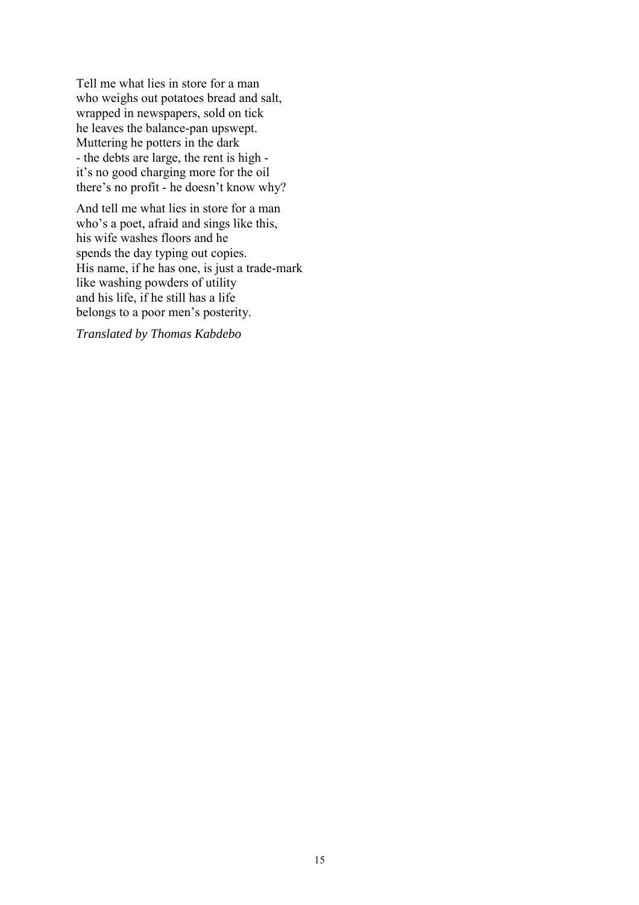Tell me what lies in store for a man
who weighs out potatoes bread and salt,
wrapped in newspapers, sold on tick
he leaves the balance-pan upswept.
Muttering he potters in the dark
- the debts are large, the rent is high -
it's no good charging more for the oil
there's no profit - he doesn't know why?

And tell me what lies in store for a man
who's a poet, afraid and sings like this,
his wife washes floors and he
spends the day typing out copies.
His name, if he has one, is just a trade-mark
like washing powders of utility
and his life, if he still has a life
belongs to a poor men's posterity.

*Translated by Thomas Kabdebo*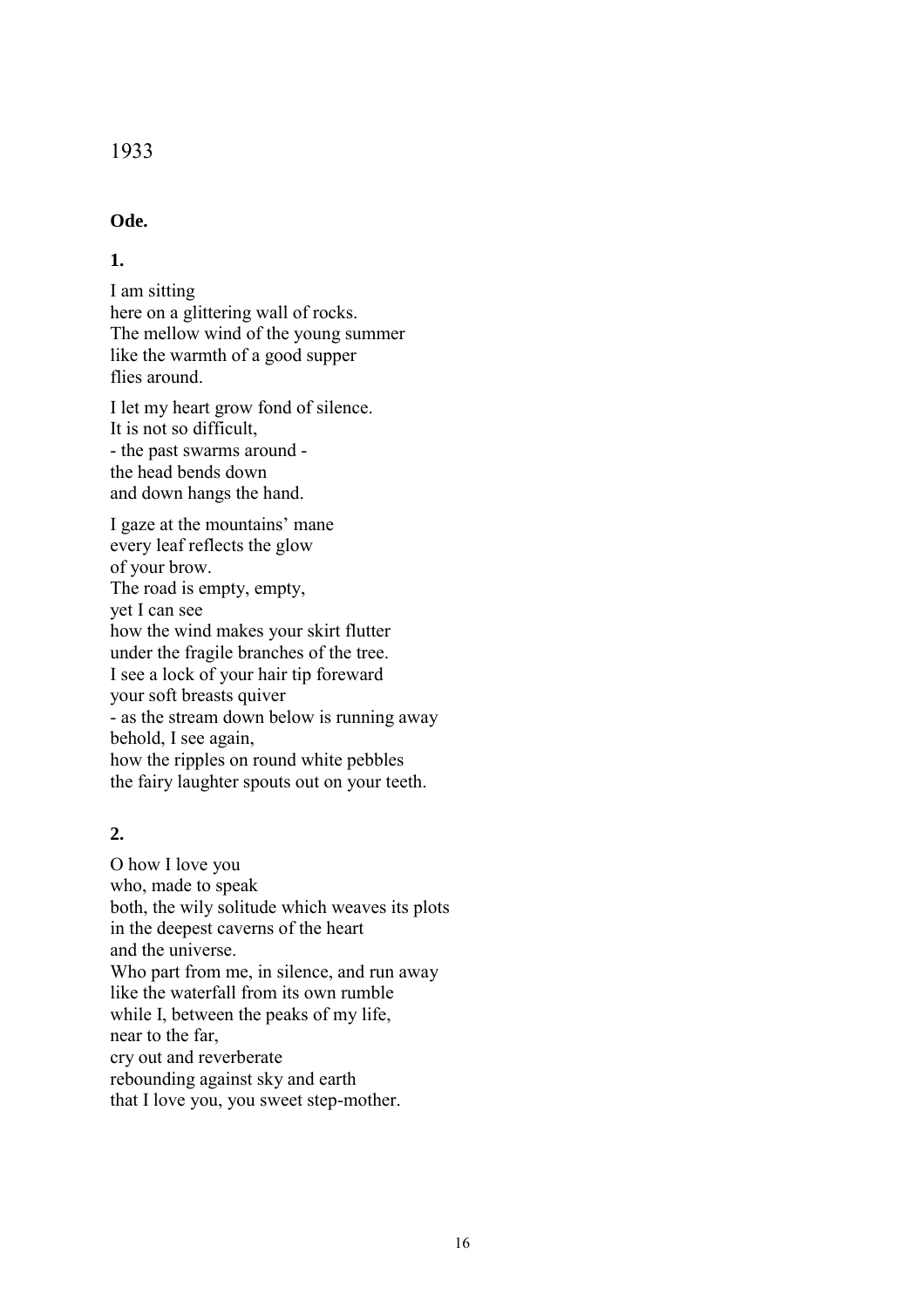1933

**Ode.**

**1.**

I am sitting  
here on a glittering wall of rocks.  
The mellow wind of the young summer  
like the warmth of a good supper  
flies around.

I let my heart grow fond of silence.  
It is not so difficult,  
- the past swarms around -  
the head bends down  
and down hangs the hand.

I gaze at the mountains' mane  
every leaf reflects the glow  
of your brow.  
The road is empty, empty,  
yet I can see  
how the wind makes your skirt flutter  
under the fragile branches of the tree.  
I see a lock of your hair tip foreward  
your soft breasts quiver  
- as the stream down below is running away  
behold, I see again,  
how the ripples on round white pebbles  
the fairy laughter spouts out on your teeth.

**2.**

O how I love you  
who, made to speak  
both, the wily solitude which weaves its plots  
in the deepest caverns of the heart  
and the universe.  
Who part from me, in silence, and run away  
like the waterfall from its own rumble  
while I, between the peaks of my life,  
near to the far,  
cry out and reverberate  
rebounding against sky and earth  
that I love you, you sweet step-mother.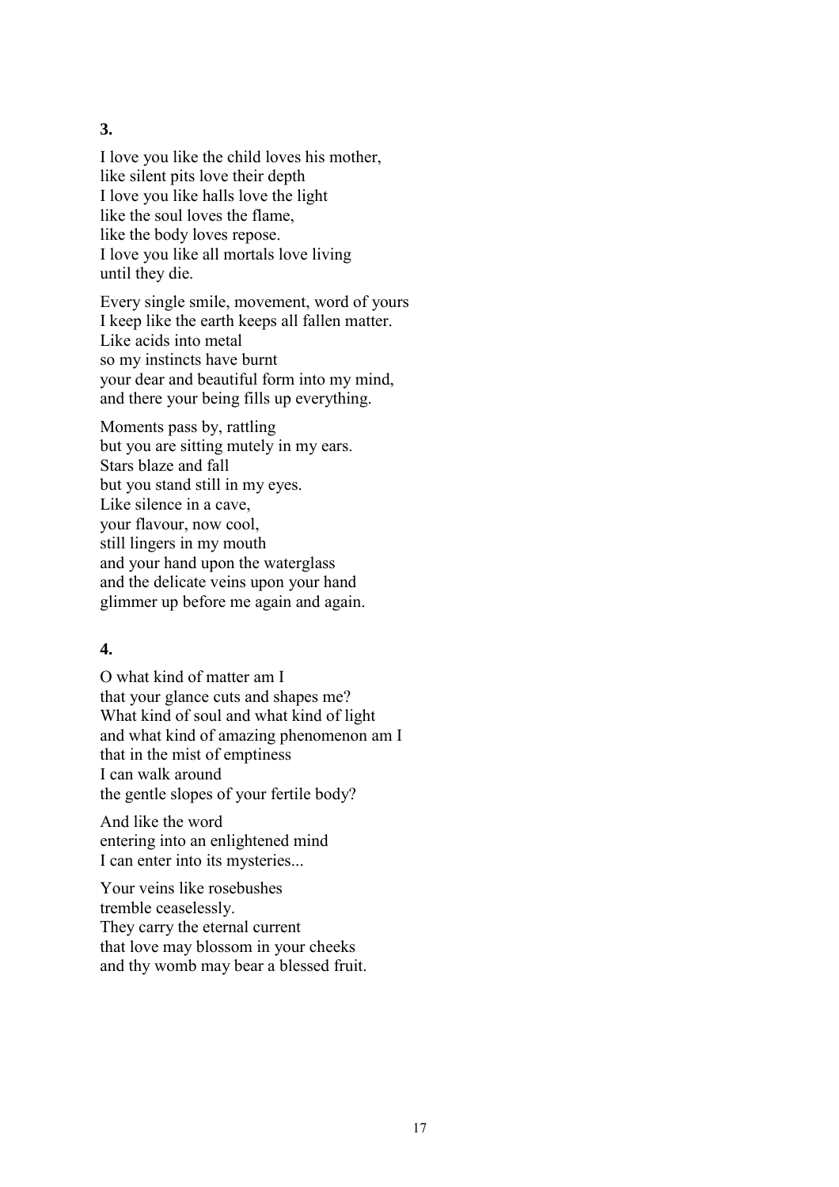**3.**

I love you like the child loves his mother,  
like silent pits love their depth  
I love you like halls love the light  
like the soul loves the flame,  
like the body loves repose.  
I love you like all mortals love living  
until they die.

Every single smile, movement, word of yours  
I keep like the earth keeps all fallen matter.  
Like acids into metal  
so my instincts have burnt  
your dear and beautiful form into my mind,  
and there your being fills up everything.

Moments pass by, rattling  
but you are sitting mutely in my ears.  
Stars blaze and fall  
but you stand still in my eyes.  
Like silence in a cave,  
your flavour, now cool,  
still lingers in my mouth  
and your hand upon the waterglass  
and the delicate veins upon your hand  
glimmer up before me again and again.

**4.**

O what kind of matter am I  
that your glance cuts and shapes me?  
What kind of soul and what kind of light  
and what kind of amazing phenomenon am I  
that in the mist of emptiness  
I can walk around  
the gentle slopes of your fertile body?

And like the word  
entering into an enlightened mind  
I can enter into its mysteries...

Your veins like rosebushes  
tremble ceaselessly.  
They carry the eternal current  
that love may blossom in your cheeks  
and thy womb may bear a blessed fruit.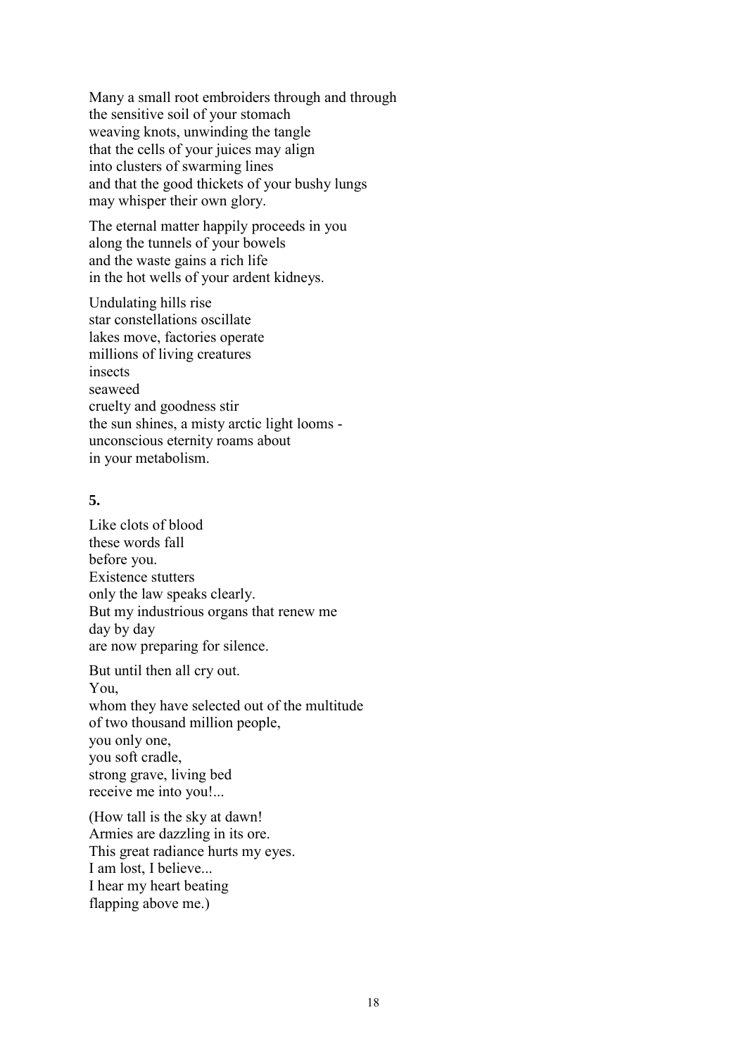Many a small root embroiders through and through  
the sensitive soil of your stomach  
weaving knots, unwinding the tangle  
that the cells of your juices may align  
into clusters of swarming lines  
and that the good thickets of your bushy lungs  
may whisper their own glory.

The eternal matter happily proceeds in you  
along the tunnels of your bowels  
and the waste gains a rich life  
in the hot wells of your ardent kidneys.

Undulating hills rise  
star constellations oscillate  
lakes move, factories operate  
millions of living creatures  
insects  
seaweed  
cruelty and goodness stir  
the sun shines, a misty arctic light looms -  
unconscious eternity roams about  
in your metabolism.

**5.**

Like clots of blood  
these words fall  
before you.  
Existence stutters  
only the law speaks clearly.  
But my industrious organs that renew me  
day by day  
are now preparing for silence.

But until then all cry out.  
You,  
whom they have selected out of the multitude  
of two thousand million people,  
you only one,  
you soft cradle,  
strong grave, living bed  
receive me into you!...

(How tall is the sky at dawn!  
Armies are dazzling in its ore.  
This great radiance hurts my eyes.  
I am lost, I believe...  
I hear my heart beating  
flapping above me.)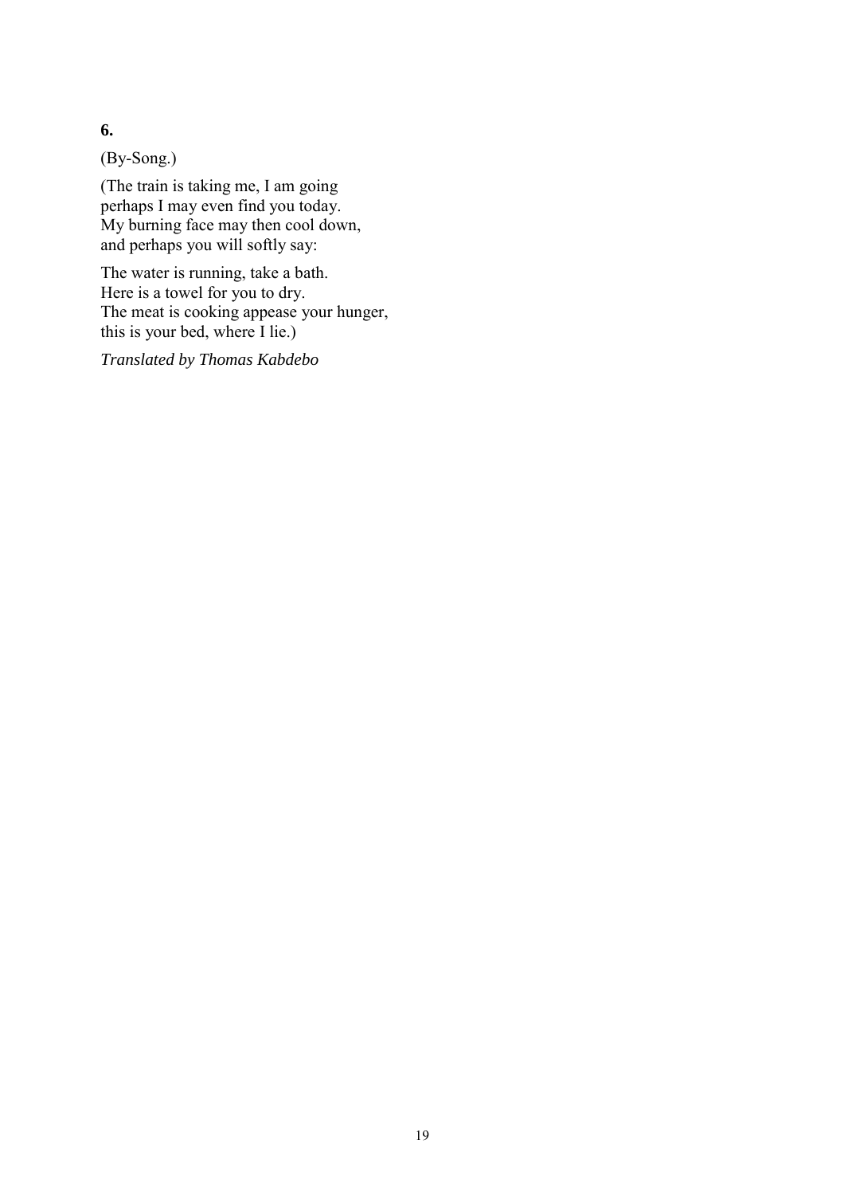**6.**

(By-Song.)

(The train is taking me, I am going  
perhaps I may even find you today.  
My burning face may then cool down,  
and perhaps you will softly say:

The water is running, take a bath.  
Here is a towel for you to dry.  
The meat is cooking appease your hunger,  
this is your bed, where I lie.)

*Translated by Thomas Kabdebo*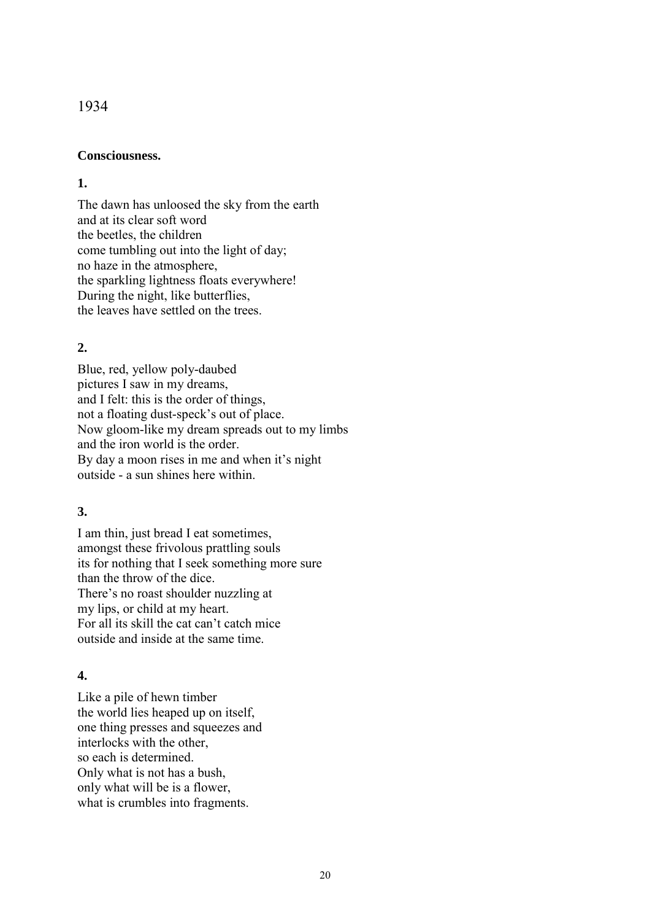1934

**Consciousness.**

**1.**

The dawn has unloosed the sky from the earth
and at its clear soft word
the beetles, the children
come tumbling out into the light of day;
no haze in the atmosphere,
the sparkling lightness floats everywhere!
During the night, like butterflies,
the leaves have settled on the trees.

**2.**

Blue, red, yellow poly-daubed
pictures I saw in my dreams,
and I felt: this is the order of things,
not a floating dust-speck's out of place.
Now gloom-like my dream spreads out to my limbs
and the iron world is the order.
By day a moon rises in me and when it's night
outside - a sun shines here within.

**3.**

I am thin, just bread I eat sometimes,
amongst these frivolous prattling souls
its for nothing that I seek something more sure
than the throw of the dice.
There's no roast shoulder nuzzling at
my lips, or child at my heart.
For all its skill the cat can't catch mice
outside and inside at the same time.

**4.**

Like a pile of hewn timber
the world lies heaped up on itself,
one thing presses and squeezes and
interlocks with the other,
so each is determined.
Only what is not has a bush,
only what will be is a flower,
what is crumbles into fragments.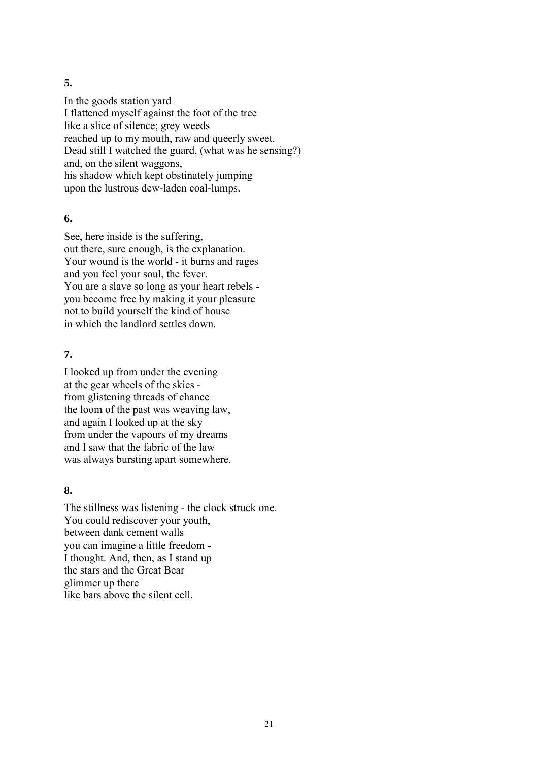**5.**

In the goods station yard  
I flattened myself against the foot of the tree  
like a slice of silence; grey weeds  
reached up to my mouth, raw and queerly sweet.  
Dead still I watched the guard, (what was he sensing?)  
and, on the silent waggons,  
his shadow which kept obstinately jumping  
upon the lustrous dew-laden coal-lumps.

**6.**

See, here inside is the suffering,  
out there, sure enough, is the explanation.  
Your wound is the world - it burns and rages  
and you feel your soul, the fever.  
You are a slave so long as your heart rebels -  
you become free by making it your pleasure  
not to build yourself the kind of house  
in which the landlord settles down.

**7.**

I looked up from under the evening  
at the gear wheels of the skies -  
from glistening threads of chance  
the loom of the past was weaving law,  
and again I looked up at the sky  
from under the vapours of my dreams  
and I saw that the fabric of the law  
was always bursting apart somewhere.

**8.**

The stillness was listening - the clock struck one.  
You could rediscover your youth,  
between dank cement walls  
you can imagine a little freedom -  
I thought. And, then, as I stand up  
the stars and the Great Bear  
glimmer up there  
like bars above the silent cell.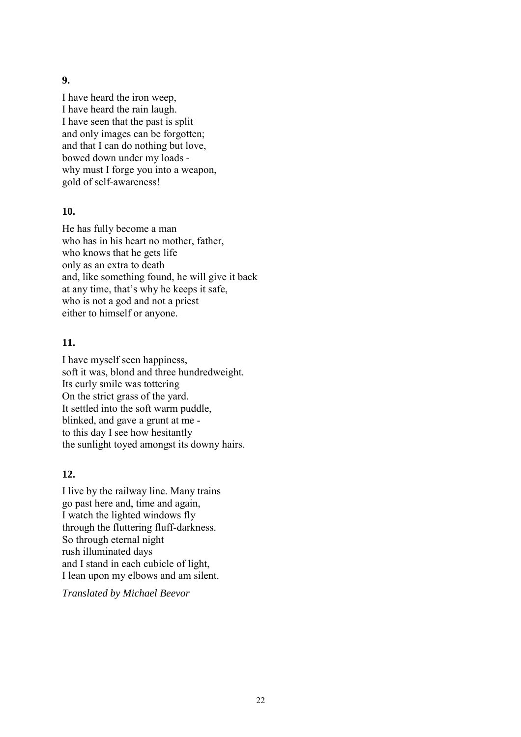**9.**

I have heard the iron weep,
I have heard the rain laugh.
I have seen that the past is split
and only images can be forgotten;
and that I can do nothing but love,
bowed down under my loads -
why must I forge you into a weapon,
gold of self-awareness!

**10.**

He has fully become a man
who has in his heart no mother, father,
who knows that he gets life
only as an extra to death
and, like something found, he will give it back
at any time, that's why he keeps it safe,
who is not a god and not a priest
either to himself or anyone.

**11.**

I have myself seen happiness,
soft it was, blond and three hundredweight.
Its curly smile was tottering
On the strict grass of the yard.
It settled into the soft warm puddle,
blinked, and gave a grunt at me -
to this day I see how hesitantly
the sunlight toyed amongst its downy hairs.

**12.**

I live by the railway line. Many trains
go past here and, time and again,
I watch the lighted windows fly
through the fluttering fluff-darkness.
So through eternal night
rush illuminated days
and I stand in each cubicle of light,
I lean upon my elbows and am silent.

*Translated by Michael Beevor*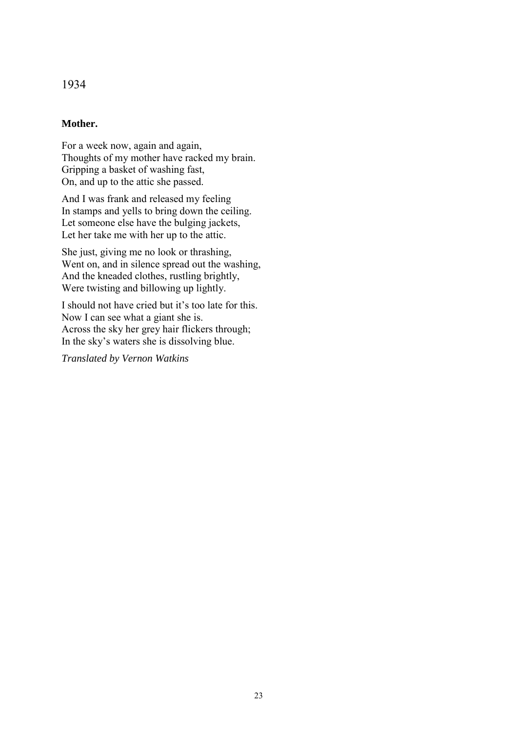1934

**Mother.**

For a week now, again and again,
Thoughts of my mother have racked my brain.
Gripping a basket of washing fast,
On, and up to the attic she passed.

And I was frank and released my feeling
In stamps and yells to bring down the ceiling.
Let someone else have the bulging jackets,
Let her take me with her up to the attic.

She just, giving me no look or thrashing,
Went on, and in silence spread out the washing,
And the kneaded clothes, rustling brightly,
Were twisting and billowing up lightly.

I should not have cried but it's too late for this.
Now I can see what a giant she is.
Across the sky her grey hair flickers through;
In the sky's waters she is dissolving blue.

*Translated by Vernon Watkins*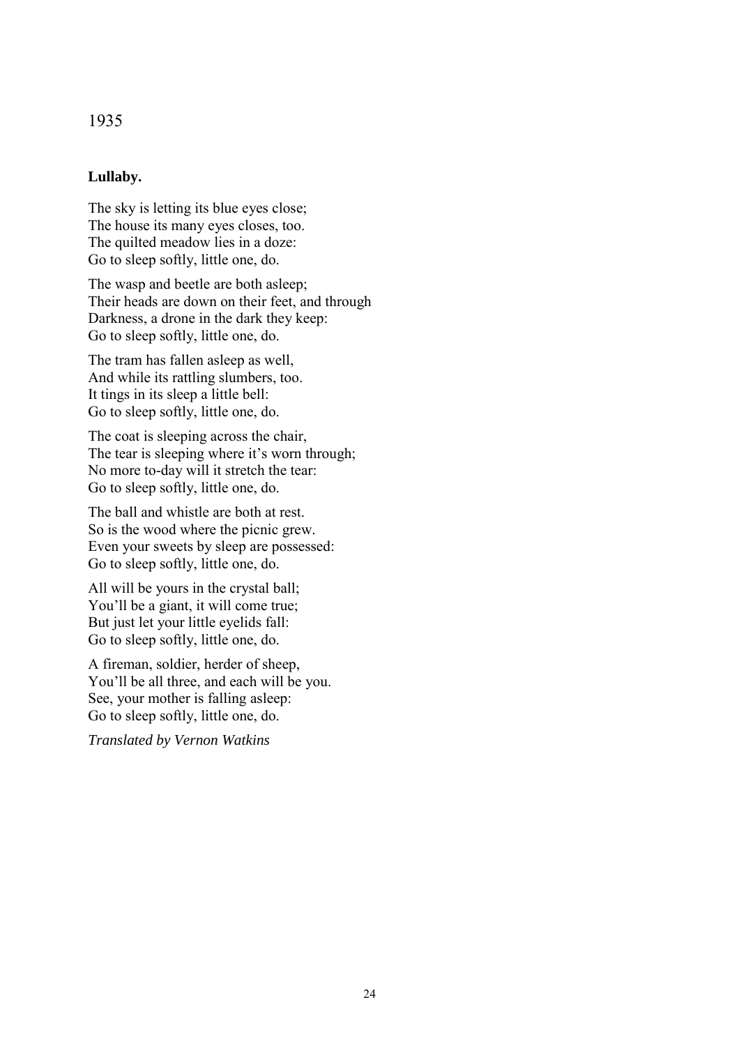1935

**Lullaby.**

The sky is letting its blue eyes close;
The house its many eyes closes, too.
The quilted meadow lies in a doze:
Go to sleep softly, little one, do.

The wasp and beetle are both asleep;
Their heads are down on their feet, and through
Darkness, a drone in the dark they keep:
Go to sleep softly, little one, do.

The tram has fallen asleep as well,
And while its rattling slumbers, too.
It tings in its sleep a little bell:
Go to sleep softly, little one, do.

The coat is sleeping across the chair,
The tear is sleeping where it's worn through;
No more to-day will it stretch the tear:
Go to sleep softly, little one, do.

The ball and whistle are both at rest.
So is the wood where the picnic grew.
Even your sweets by sleep are possessed:
Go to sleep softly, little one, do.

All will be yours in the crystal ball;
You'll be a giant, it will come true;
But just let your little eyelids fall:
Go to sleep softly, little one, do.

A fireman, soldier, herder of sheep,
You'll be all three, and each will be you.
See, your mother is falling asleep:
Go to sleep softly, little one, do.

*Translated by Vernon Watkins*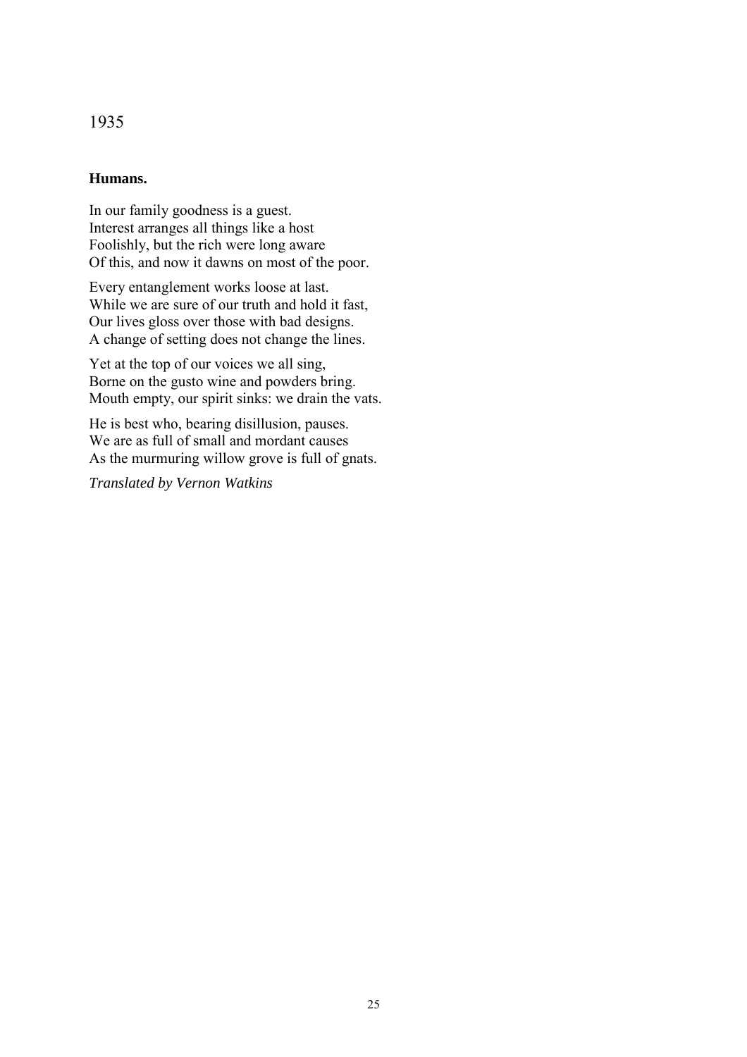1935

**Humans.**

In our family goodness is a guest.
Interest arranges all things like a host
Foolishly, but the rich were long aware
Of this, and now it dawns on most of the poor.

Every entanglement works loose at last.
While we are sure of our truth and hold it fast,
Our lives gloss over those with bad designs.
A change of setting does not change the lines.

Yet at the top of our voices we all sing,
Borne on the gusto wine and powders bring.
Mouth empty, our spirit sinks: we drain the vats.

He is best who, bearing disillusion, pauses.
We are as full of small and mordant causes
As the murmuring willow grove is full of gnats.

*Translated by Vernon Watkins*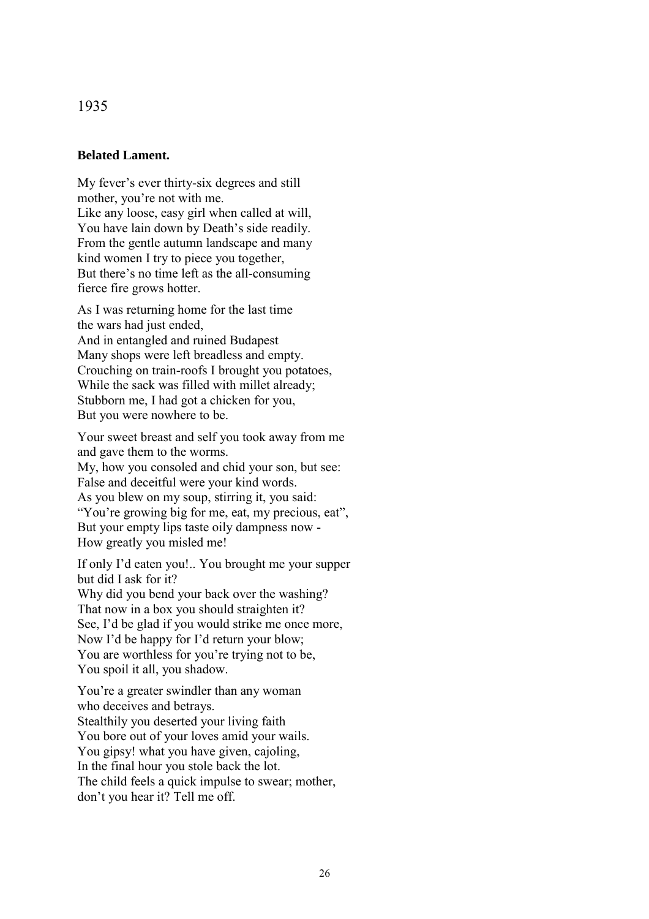1935

**Belated Lament.**

My fever's ever thirty-six degrees and still
mother, you're not with me.
Like any loose, easy girl when called at will,
You have lain down by Death's side readily.
From the gentle autumn landscape and many
kind women I try to piece you together,
But there's no time left as the all-consuming
fierce fire grows hotter.

As I was returning home for the last time
the wars had just ended,
And in entangled and ruined Budapest
Many shops were left breadless and empty.
Crouching on train-roofs I brought you potatoes,
While the sack was filled with millet already;
Stubborn me, I had got a chicken for you,
But you were nowhere to be.

Your sweet breast and self you took away from me
and gave them to the worms.
My, how you consoled and chid your son, but see:
False and deceitful were your kind words.
As you blew on my soup, stirring it, you said:
"You're growing big for me, eat, my precious, eat",
But your empty lips taste oily dampness now -
How greatly you misled me!

If only I'd eaten you!.. You brought me your supper
but did I ask for it?
Why did you bend your back over the washing?
That now in a box you should straighten it?
See, I'd be glad if you would strike me once more,
Now I'd be happy for I'd return your blow;
You are worthless for you're trying not to be,
You spoil it all, you shadow.

You're a greater swindler than any woman
who deceives and betrays.
Stealthily you deserted your living faith
You bore out of your loves amid your wails.
You gipsy! what you have given, cajoling,
In the final hour you stole back the lot.
The child feels a quick impulse to swear; mother,
don't you hear it? Tell me off.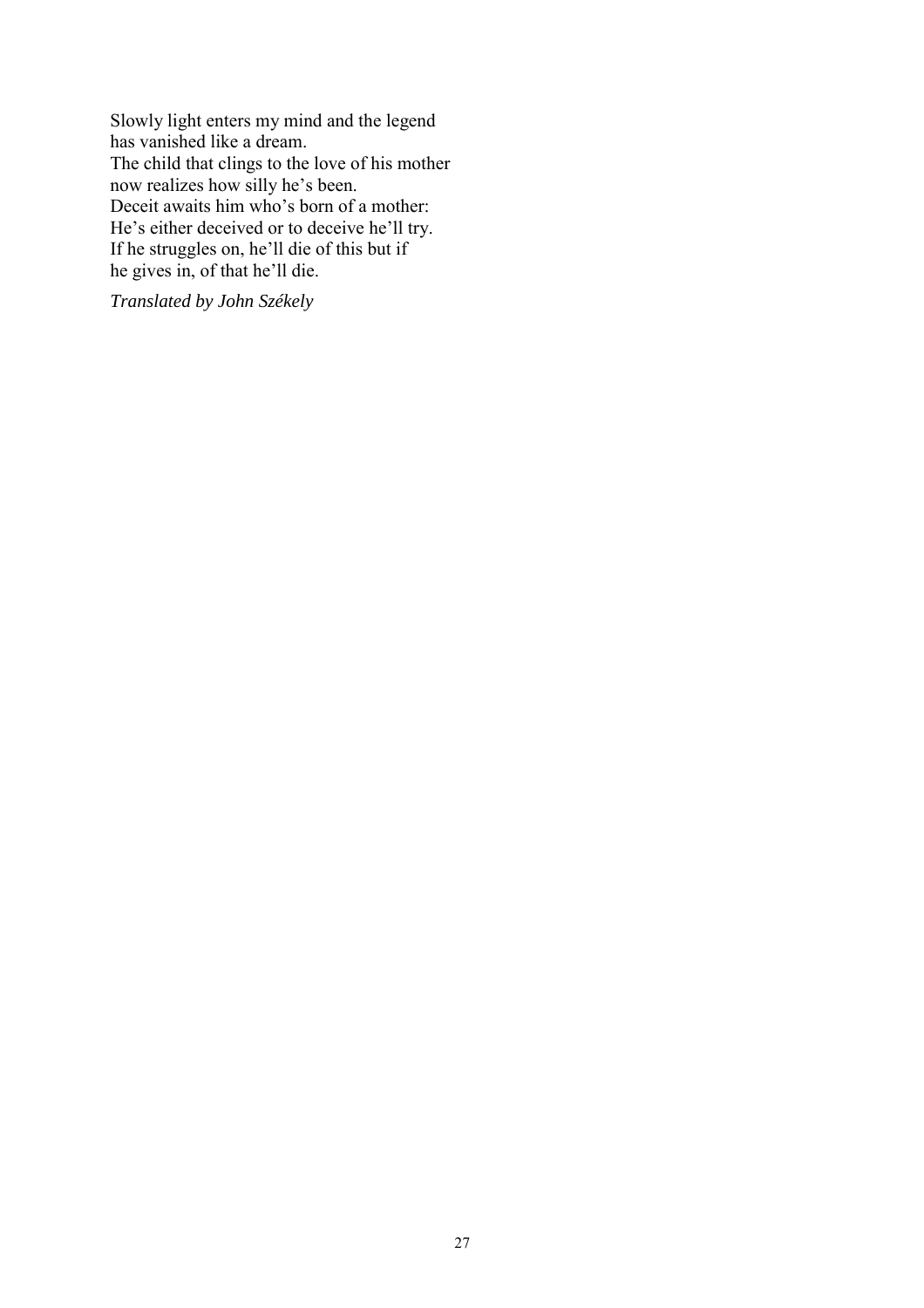Slowly light enters my mind and the legend
has vanished like a dream.
The child that clings to the love of his mother
now realizes how silly he's been.
Deceit awaits him who's born of a mother:
He's either deceived or to deceive he'll try.
If he struggles on, he'll die of this but if
he gives in, of that he'll die.

*Translated by John Székely*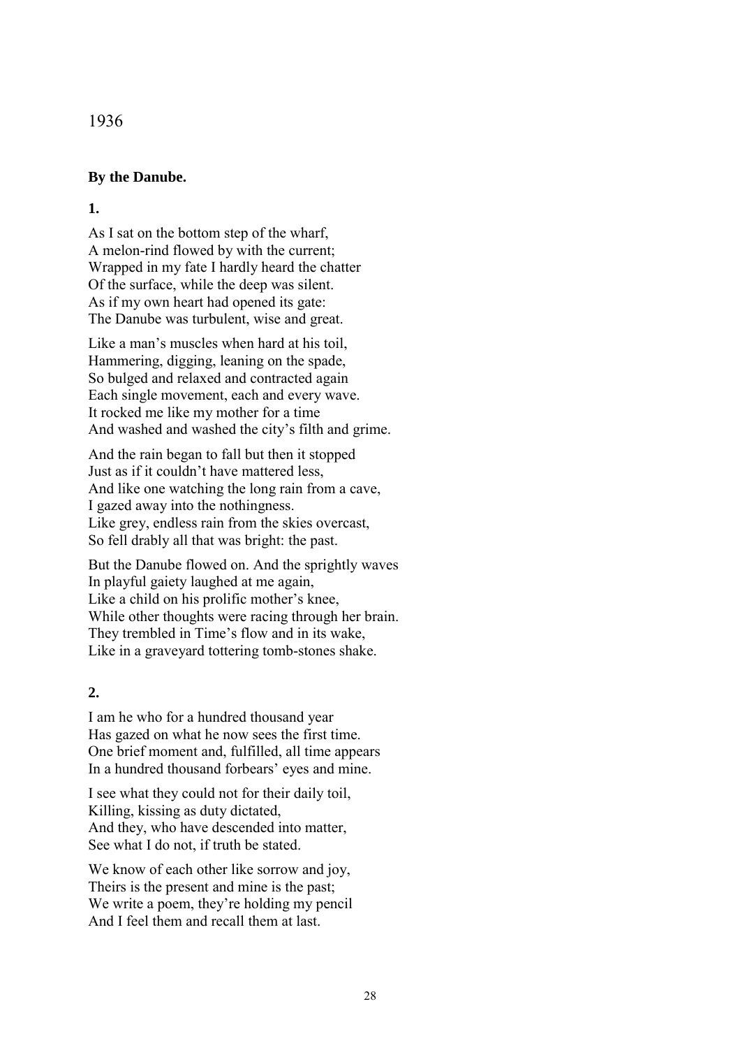1936

**By the Danube.**

**1.**

As I sat on the bottom step of the wharf,  
A melon-rind flowed by with the current;  
Wrapped in my fate I hardly heard the chatter  
Of the surface, while the deep was silent.  
As if my own heart had opened its gate:  
The Danube was turbulent, wise and great.

Like a man's muscles when hard at his toil,  
Hammering, digging, leaning on the spade,  
So bulged and relaxed and contracted again  
Each single movement, each and every wave.  
It rocked me like my mother for a time  
And washed and washed the city's filth and grime.

And the rain began to fall but then it stopped  
Just as if it couldn't have mattered less,  
And like one watching the long rain from a cave,  
I gazed away into the nothingness.  
Like grey, endless rain from the skies overcast,  
So fell drably all that was bright: the past.

But the Danube flowed on. And the sprightly waves  
In playful gaiety laughed at me again,  
Like a child on his prolific mother's knee,  
While other thoughts were racing through her brain.  
They trembled in Time's flow and in its wake,  
Like in a graveyard tottering tomb-stones shake.

**2.**

I am he who for a hundred thousand year  
Has gazed on what he now sees the first time.  
One brief moment and, fulfilled, all time appears  
In a hundred thousand forbears' eyes and mine.

I see what they could not for their daily toil,  
Killing, kissing as duty dictated,  
And they, who have descended into matter,  
See what I do not, if truth be stated.

We know of each other like sorrow and joy,  
Theirs is the present and mine is the past;  
We write a poem, they're holding my pencil  
And I feel them and recall them at last.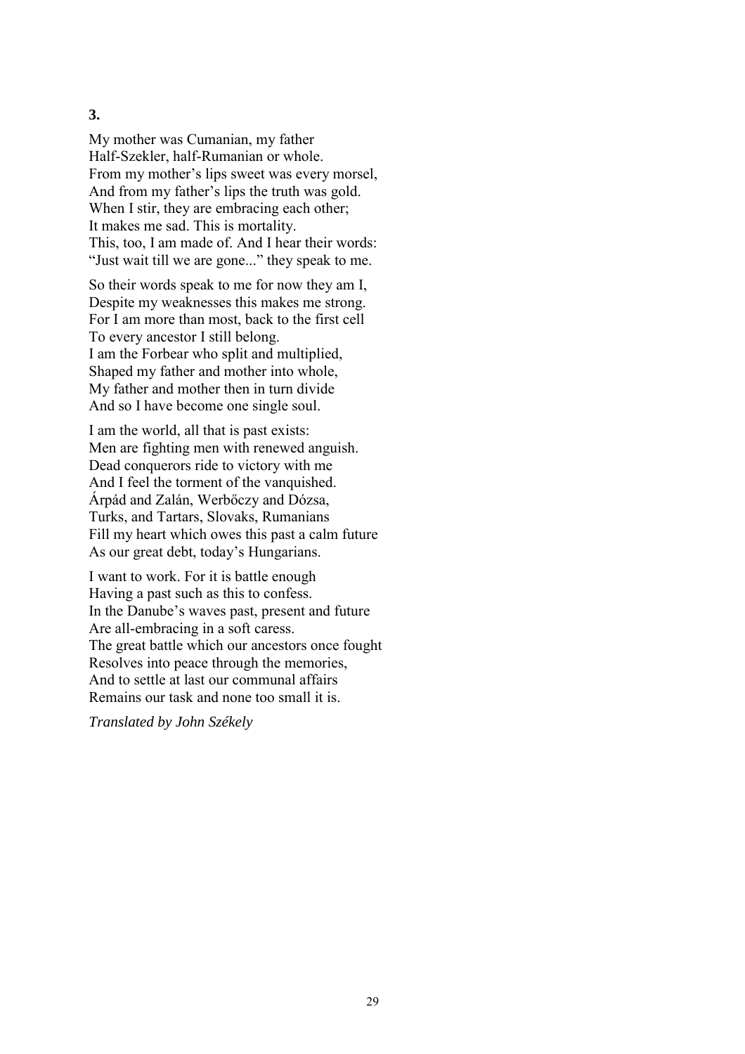**3.**

My mother was Cumanian, my father  
Half-Szekler, half-Rumanian or whole.  
From my mother's lips sweet was every morsel,  
And from my father's lips the truth was gold.  
When I stir, they are embracing each other;  
It makes me sad. This is mortality.  
This, too, I am made of. And I hear their words:  
"Just wait till we are gone..." they speak to me.

So their words speak to me for now they am I,  
Despite my weaknesses this makes me strong.  
For I am more than most, back to the first cell  
To every ancestor I still belong.  
I am the Forbear who split and multiplied,  
Shaped my father and mother into whole,  
My father and mother then in turn divide  
And so I have become one single soul.

I am the world, all that is past exists:  
Men are fighting men with renewed anguish.  
Dead conquerors ride to victory with me  
And I feel the torment of the vanquished.  
Árpád and Zalán, Werbőczy and Dózsa,  
Turks, and Tartars, Slovaks, Rumanians  
Fill my heart which owes this past a calm future  
As our great debt, today's Hungarians.

I want to work. For it is battle enough  
Having a past such as this to confess.  
In the Danube's waves past, present and future  
Are all-embracing in a soft caress.  
The great battle which our ancestors once fought  
Resolves into peace through the memories,  
And to settle at last our communal affairs  
Remains our task and none too small it is.

*Translated by John Székely*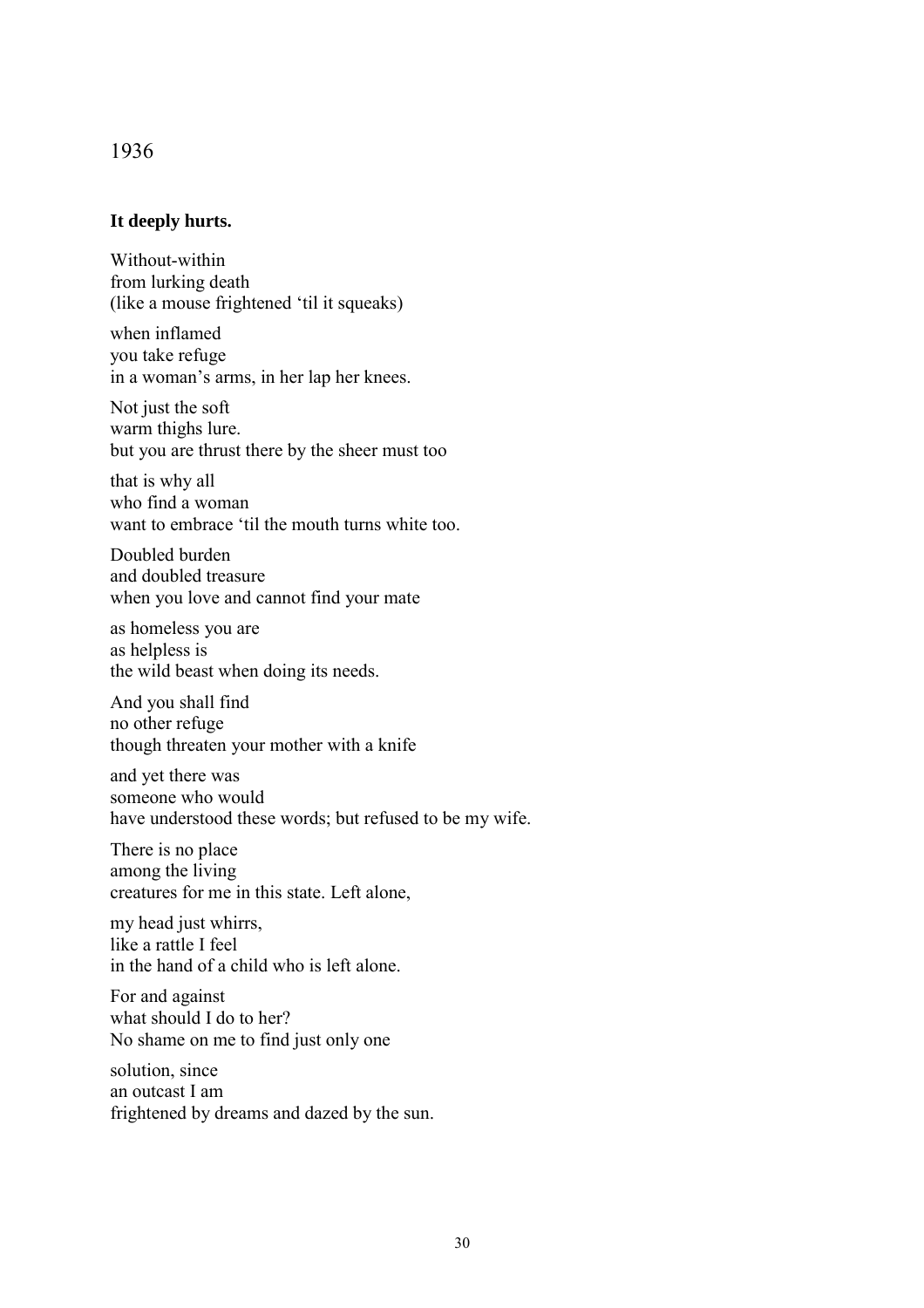1936

**It deeply hurts.**

Without-within  
from lurking death  
(like a mouse frightened 'til it squeaks)

when inflamed  
you take refuge  
in a woman's arms, in her lap her knees.

Not just the soft  
warm thighs lure.  
but you are thrust there by the sheer must too

that is why all  
who find a woman  
want to embrace 'til the mouth turns white too.

Doubled burden  
and doubled treasure  
when you love and cannot find your mate

as homeless you are  
as helpless is  
the wild beast when doing its needs.

And you shall find  
no other refuge  
though threaten your mother with a knife

and yet there was  
someone who would  
have understood these words; but refused to be my wife.

There is no place  
among the living  
creatures for me in this state. Left alone,

my head just whirrs,  
like a rattle I feel  
in the hand of a child who is left alone.

For and against  
what should I do to her?  
No shame on me to find just only one

solution, since  
an outcast I am  
frightened by dreams and dazed by the sun.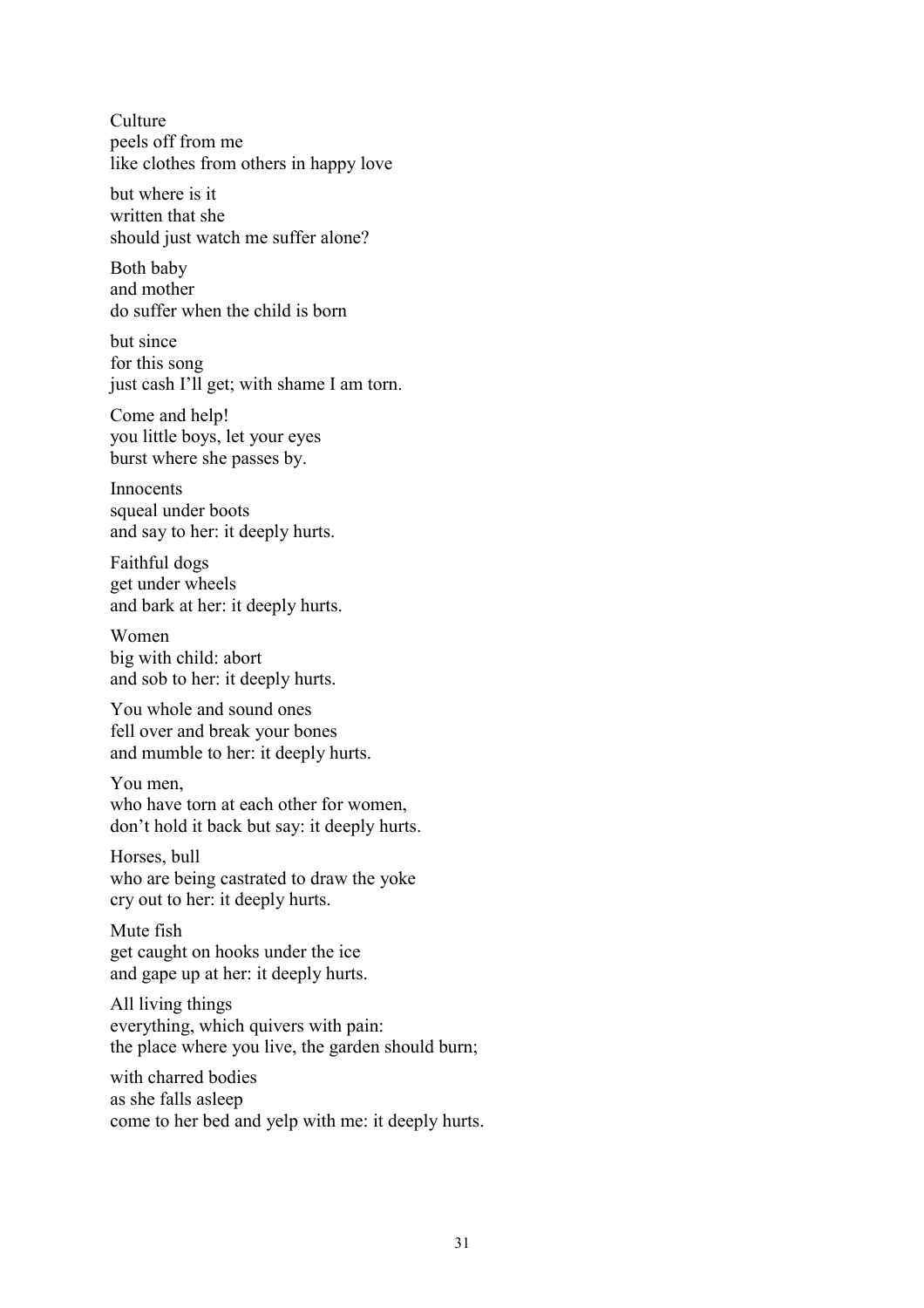Culture
peels off from me
like clothes from others in happy love

but where is it
written that she
should just watch me suffer alone?

Both baby
and mother
do suffer when the child is born

but since
for this song
just cash I'll get; with shame I am torn.

Come and help!
you little boys, let your eyes
burst where she passes by.

Innocents
squeal under boots
and say to her: it deeply hurts.

Faithful dogs
get under wheels
and bark at her: it deeply hurts.

Women
big with child: abort
and sob to her: it deeply hurts.

You whole and sound ones
fell over and break your bones
and mumble to her: it deeply hurts.

You men,
who have torn at each other for women,
don't hold it back but say: it deeply hurts.

Horses, bull
who are being castrated to draw the yoke
cry out to her: it deeply hurts.

Mute fish
get caught on hooks under the ice
and gape up at her: it deeply hurts.

All living things
everything, which quivers with pain:
the place where you live, the garden should burn;

with charred bodies
as she falls asleep
come to her bed and yelp with me: it deeply hurts.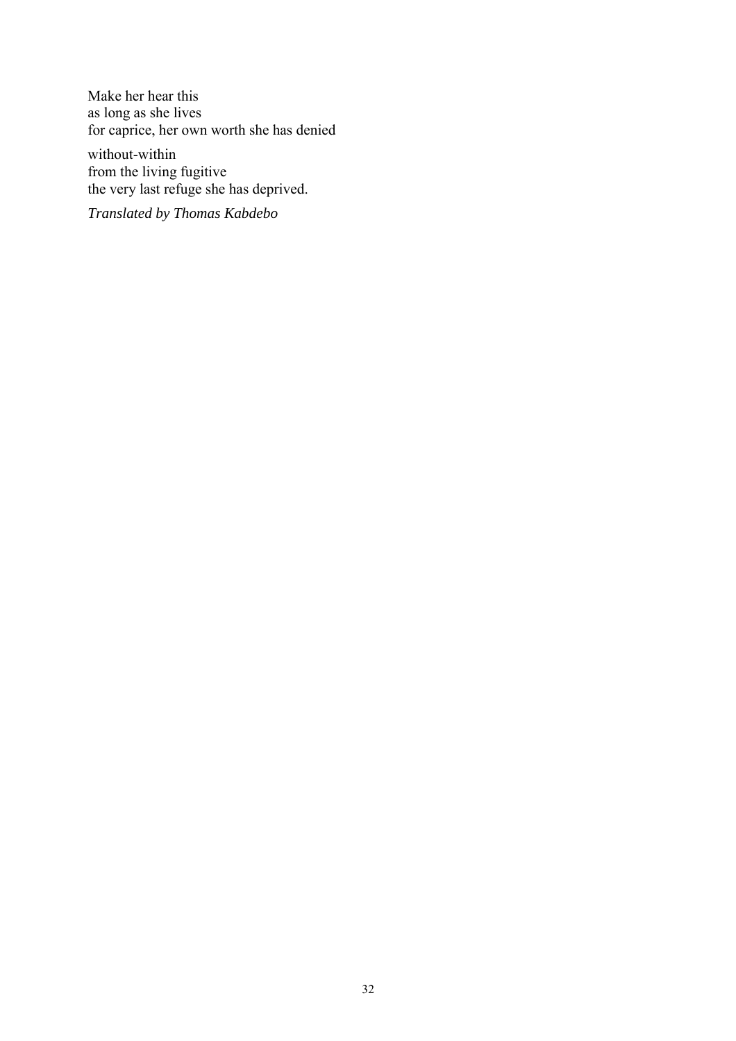Make her hear this
as long as she lives
for caprice, her own worth she has denied

without-within
from the living fugitive
the very last refuge she has deprived.

*Translated by Thomas Kabdebo*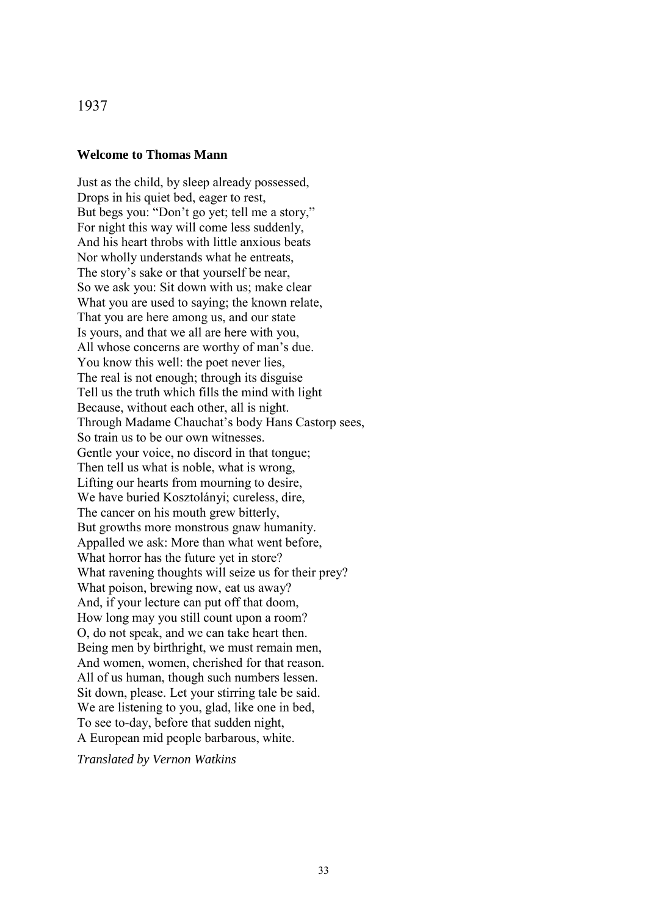1937

**Welcome to Thomas Mann**

Just as the child, by sleep already possessed,  
Drops in his quiet bed, eager to rest,  
But begs you: "Don't go yet; tell me a story,"  
For night this way will come less suddenly,  
And his heart throbs with little anxious beats  
Nor wholly understands what he entreats,  
The story's sake or that yourself be near,  
So we ask you: Sit down with us; make clear  
What you are used to saying; the known relate,  
That you are here among us, and our state  
Is yours, and that we all are here with you,  
All whose concerns are worthy of man's due.  
You know this well: the poet never lies,  
The real is not enough; through its disguise  
Tell us the truth which fills the mind with light  
Because, without each other, all is night.  
Through Madame Chauchat's body Hans Castorp sees,  
So train us to be our own witnesses.  
Gentle your voice, no discord in that tongue;  
Then tell us what is noble, what is wrong,  
Lifting our hearts from mourning to desire,  
We have buried Kosztolányi; cureless, dire,  
The cancer on his mouth grew bitterly,  
But growths more monstrous gnaw humanity.  
Appalled we ask: More than what went before,  
What horror has the future yet in store?  
What ravening thoughts will seize us for their prey?  
What poison, brewing now, eat us away?  
And, if your lecture can put off that doom,  
How long may you still count upon a room?  
O, do not speak, and we can take heart then.  
Being men by birthright, we must remain men,  
And women, women, cherished for that reason.  
All of us human, though such numbers lessen.  
Sit down, please. Let your stirring tale be said.  
We are listening to you, glad, like one in bed,  
To see to-day, before that sudden night,  
A European mid people barbarous, white.

*Translated by Vernon Watkins*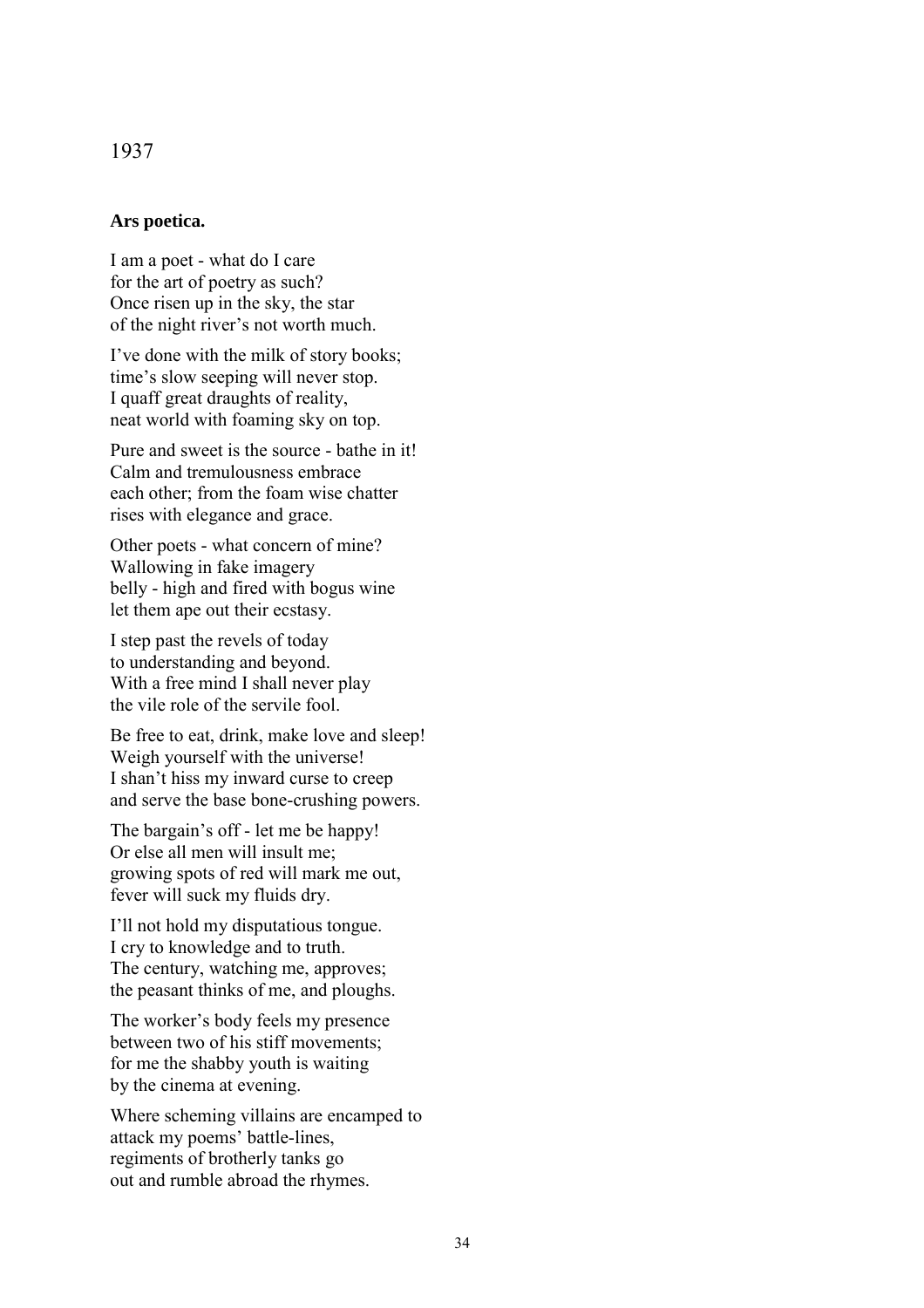1937

**Ars poetica.**

I am a poet - what do I care
for the art of poetry as such?
Once risen up in the sky, the star
of the night river's not worth much.

I've done with the milk of story books;
time's slow seeping will never stop.
I quaff great draughts of reality,
neat world with foaming sky on top.

Pure and sweet is the source - bathe in it!
Calm and tremulousness embrace
each other; from the foam wise chatter
rises with elegance and grace.

Other poets - what concern of mine?
Wallowing in fake imagery
belly - high and fired with bogus wine
let them ape out their ecstasy.

I step past the revels of today
to understanding and beyond.
With a free mind I shall never play
the vile role of the servile fool.

Be free to eat, drink, make love and sleep!
Weigh yourself with the universe!
I shan't hiss my inward curse to creep
and serve the base bone-crushing powers.

The bargain's off - let me be happy!
Or else all men will insult me;
growing spots of red will mark me out,
fever will suck my fluids dry.

I'll not hold my disputatious tongue.
I cry to knowledge and to truth.
The century, watching me, approves;
the peasant thinks of me, and ploughs.

The worker's body feels my presence
between two of his stiff movements;
for me the shabby youth is waiting
by the cinema at evening.

Where scheming villains are encamped to
attack my poems' battle-lines,
regiments of brotherly tanks go
out and rumble abroad the rhymes.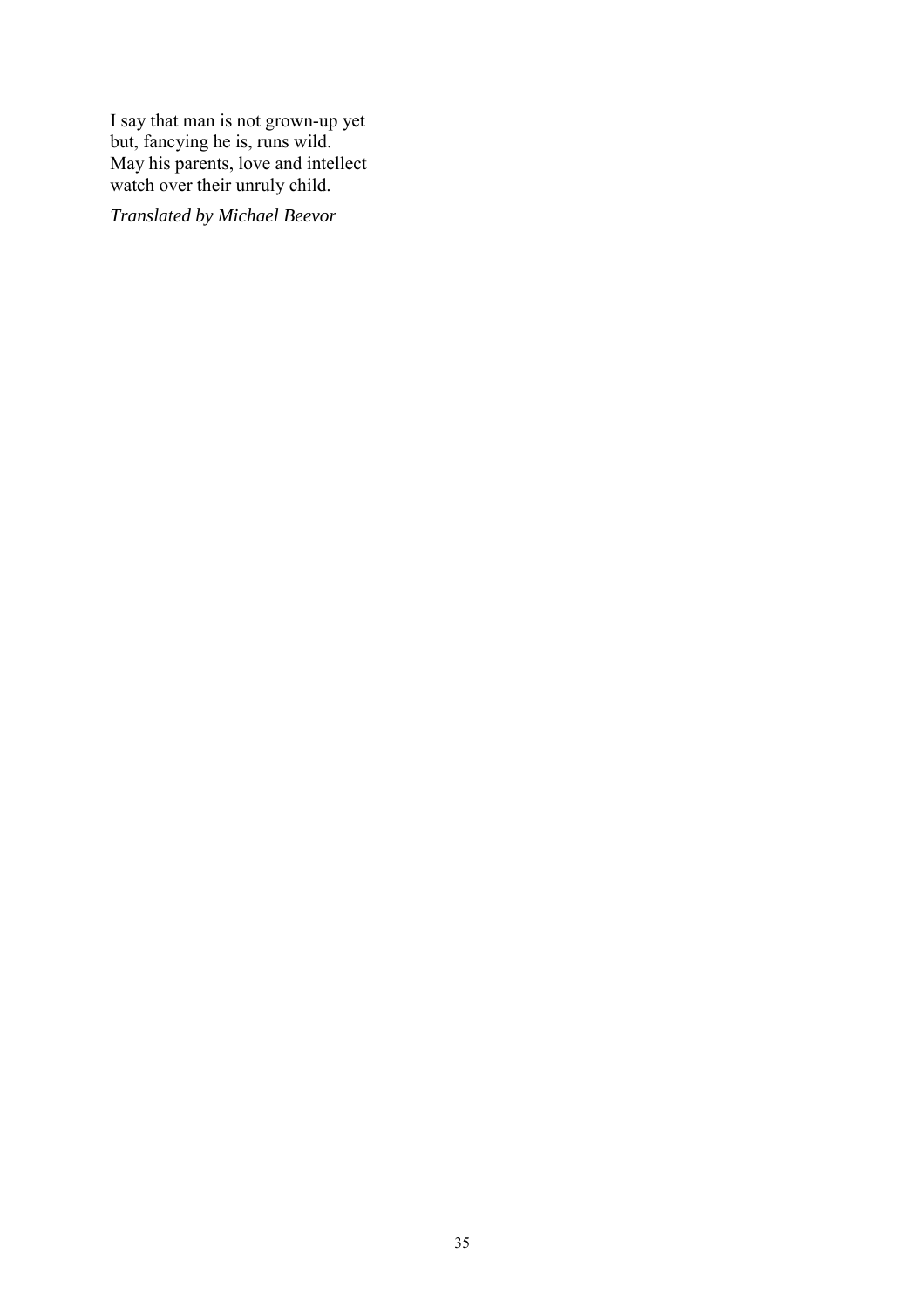I say that man is not grown-up yet  
but, fancying he is, runs wild.  
May his parents, love and intellect  
watch over their unruly child.

*Translated by Michael Beevor*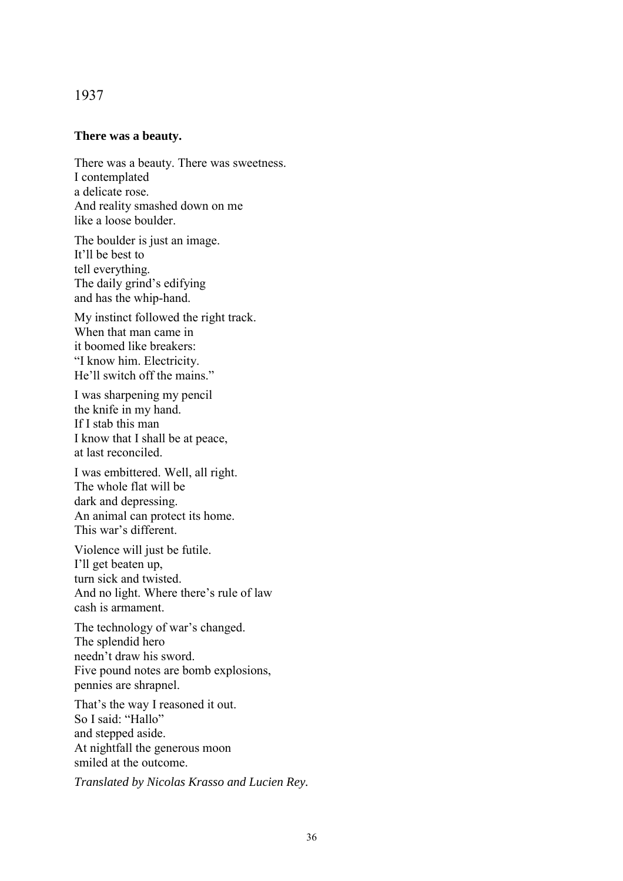1937

**There was a beauty.**

There was a beauty. There was sweetness.
I contemplated
a delicate rose.
And reality smashed down on me
like a loose boulder.

The boulder is just an image.
It'll be best to
tell everything.
The daily grind's edifying
and has the whip-hand.

My instinct followed the right track.
When that man came in
it boomed like breakers:
"I know him. Electricity.
He'll switch off the mains."

I was sharpening my pencil
the knife in my hand.
If I stab this man
I know that I shall be at peace,
at last reconciled.

I was embittered. Well, all right.
The whole flat will be
dark and depressing.
An animal can protect its home.
This war's different.

Violence will just be futile.
I'll get beaten up,
turn sick and twisted.
And no light. Where there's rule of law
cash is armament.

The technology of war's changed.
The splendid hero
needn't draw his sword.
Five pound notes are bomb explosions,
pennies are shrapnel.

That's the way I reasoned it out.
So I said: "Hallo"
and stepped aside.
At nightfall the generous moon
smiled at the outcome.

*Translated by Nicolas Krasso and Lucien Rey.*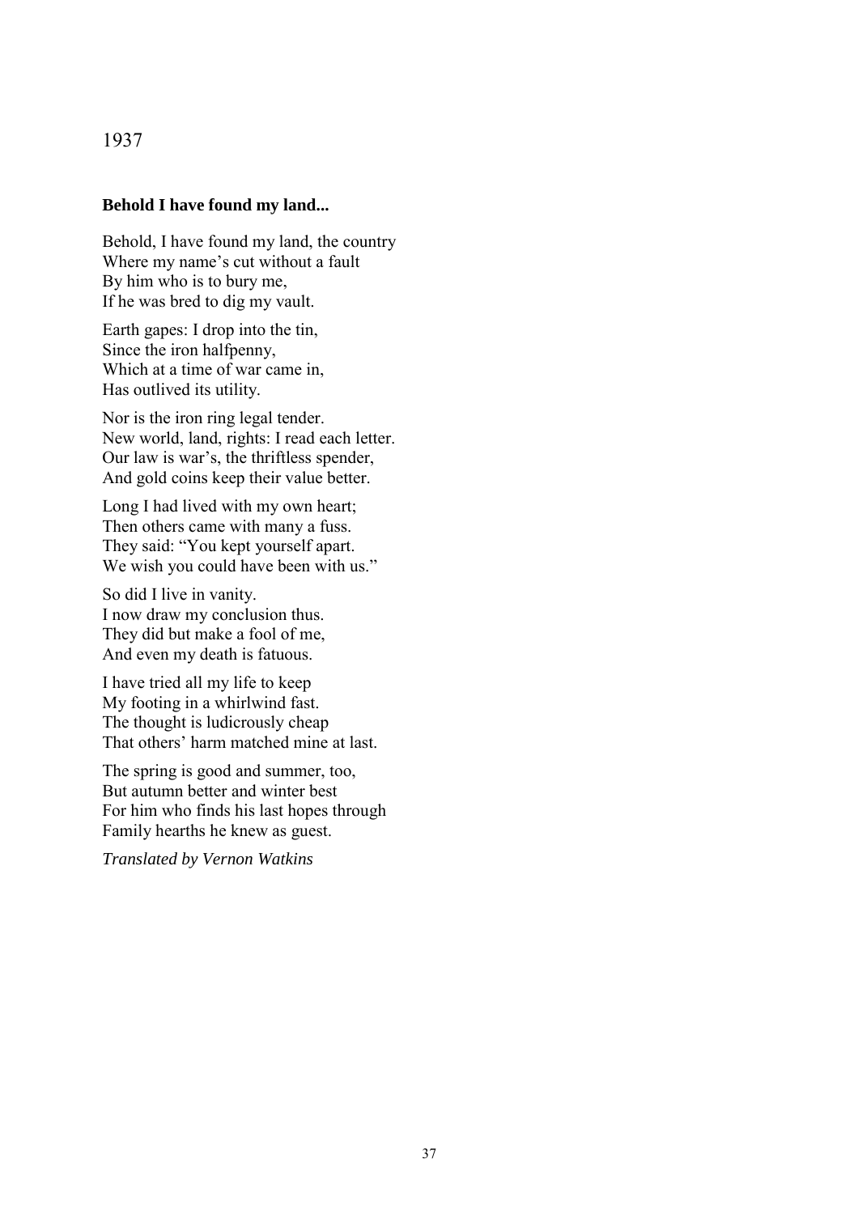1937

**Behold I have found my land...**

Behold, I have found my land, the country
Where my name's cut without a fault
By him who is to bury me,
If he was bred to dig my vault.

Earth gapes: I drop into the tin,
Since the iron halfpenny,
Which at a time of war came in,
Has outlived its utility.

Nor is the iron ring legal tender.
New world, land, rights: I read each letter.
Our law is war's, the thriftless spender,
And gold coins keep their value better.

Long I had lived with my own heart;
Then others came with many a fuss.
They said: "You kept yourself apart.
We wish you could have been with us."

So did I live in vanity.
I now draw my conclusion thus.
They did but make a fool of me,
And even my death is fatuous.

I have tried all my life to keep
My footing in a whirlwind fast.
The thought is ludicrously cheap
That others' harm matched mine at last.

The spring is good and summer, too,
But autumn better and winter best
For him who finds his last hopes through
Family hearths he knew as guest.

*Translated by Vernon Watkins*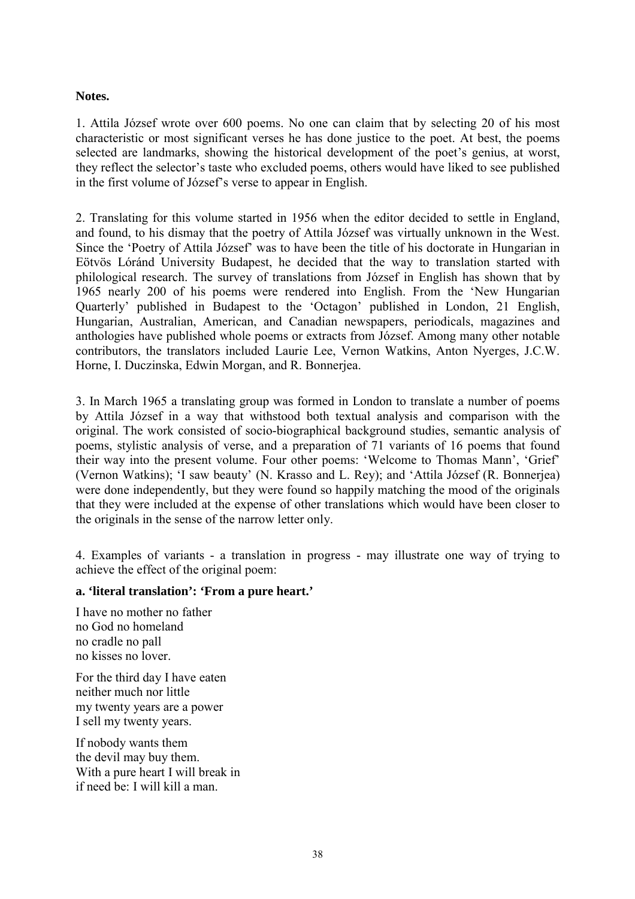**Notes.**

1. Attila József wrote over 600 poems. No one can claim that by selecting 20 of his most characteristic or most significant verses he has done justice to the poet. At best, the poems selected are landmarks, showing the historical development of the poet's genius, at worst, they reflect the selector's taste who excluded poems, others would have liked to see published in the first volume of József's verse to appear in English.

2. Translating for this volume started in 1956 when the editor decided to settle in England, and found, to his dismay that the poetry of Attila József was virtually unknown in the West. Since the 'Poetry of Attila József' was to have been the title of his doctorate in Hungarian in Eötvös Lóránd University Budapest, he decided that the way to translation started with philological research. The survey of translations from József in English has shown that by 1965 nearly 200 of his poems were rendered into English. From the 'New Hungarian Quarterly' published in Budapest to the 'Octagon' published in London, 21 English, Hungarian, Australian, American, and Canadian newspapers, periodicals, magazines and anthologies have published whole poems or extracts from József. Among many other notable contributors, the translators included Laurie Lee, Vernon Watkins, Anton Nyerges, J.C.W. Horne, I. Duczinska, Edwin Morgan, and R. Bonnerjea.

3. In March 1965 a translating group was formed in London to translate a number of poems by Attila József in a way that withstood both textual analysis and comparison with the original. The work consisted of socio-biographical background studies, semantic analysis of poems, stylistic analysis of verse, and a preparation of 71 variants of 16 poems that found their way into the present volume. Four other poems: 'Welcome to Thomas Mann', 'Grief' (Vernon Watkins); 'I saw beauty' (N. Krasso and L. Rey); and 'Attila József (R. Bonnerjea) were done independently, but they were found so happily matching the mood of the originals that they were included at the expense of other translations which would have been closer to the originals in the sense of the narrow letter only.

4. Examples of variants - a translation in progress - may illustrate one way of trying to achieve the effect of the original poem:

**a. 'literal translation': 'From a pure heart.'**

I have no mother no father
no God no homeland
no cradle no pall
no kisses no lover.

For the third day I have eaten
neither much nor little
my twenty years are a power
I sell my twenty years.

If nobody wants them
the devil may buy them.
With a pure heart I will break in
if need be: I will kill a man.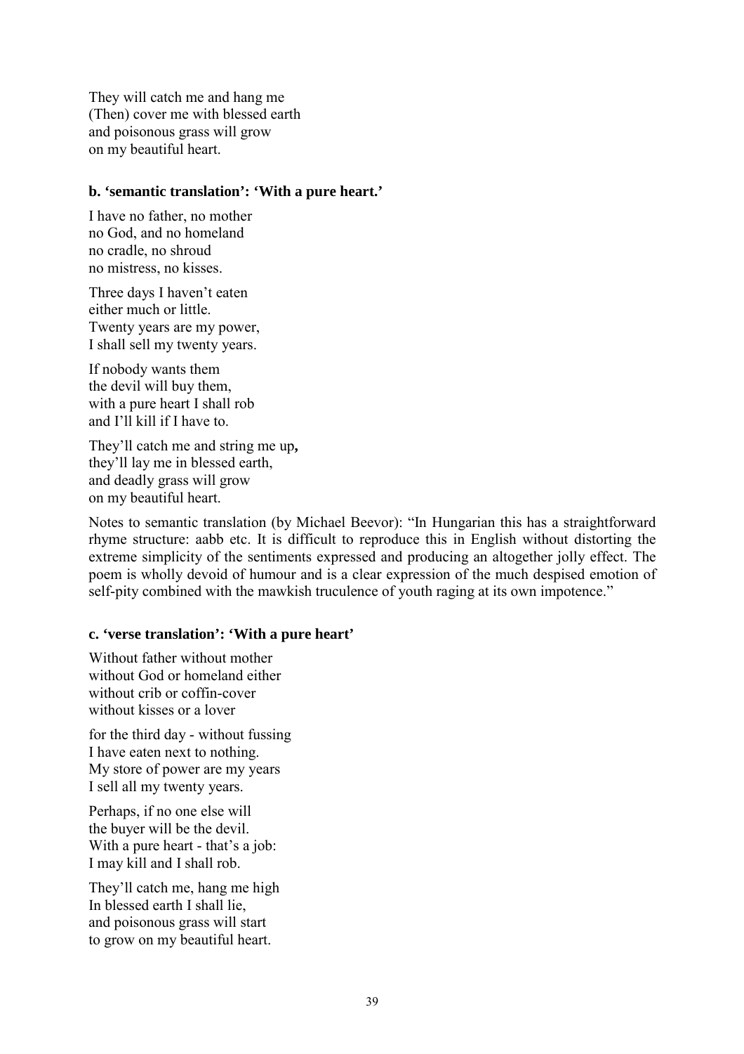They will catch me and hang me
(Then) cover me with blessed earth
and poisonous grass will grow
on my beautiful heart.

#### b. 'semantic translation': 'With a pure heart.'

I have no father, no mother
no God, and no homeland
no cradle, no shroud
no mistress, no kisses.

Three days I haven't eaten
either much or little.
Twenty years are my power,
I shall sell my twenty years.

If nobody wants them
the devil will buy them,
with a pure heart I shall rob
and I'll kill if I have to.

They'll catch me and string me up**,**
they'll lay me in blessed earth,
and deadly grass will grow
on my beautiful heart.

Notes to semantic translation (by Michael Beevor): "In Hungarian this has a straightforward rhyme structure: aabb etc. It is difficult to reproduce this in English without distorting the extreme simplicity of the sentiments expressed and producing an altogether jolly effect. The poem is wholly devoid of humour and is a clear expression of the much despised emotion of self-pity combined with the mawkish truculence of youth raging at its own impotence."

#### c. 'verse translation': 'With a pure heart'

Without father without mother
without God or homeland either
without crib or coffin-cover
without kisses or a lover

for the third day - without fussing
I have eaten next to nothing.
My store of power are my years
I sell all my twenty years.

Perhaps, if no one else will
the buyer will be the devil.
With a pure heart - that's a job:
I may kill and I shall rob.

They'll catch me, hang me high
In blessed earth I shall lie,
and poisonous grass will start
to grow on my beautiful heart.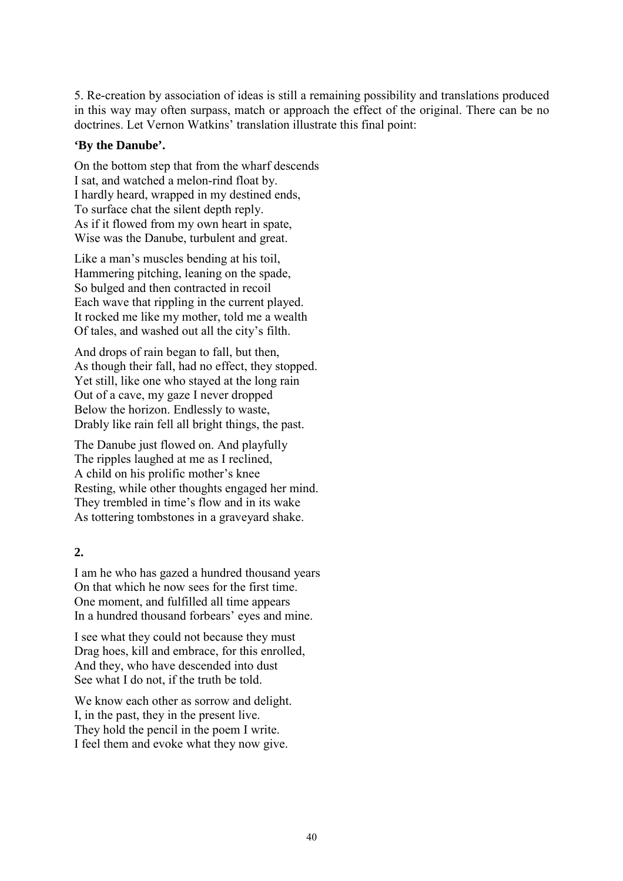5. Re-creation by association of ideas is still a remaining possibility and translations produced in this way may often surpass, match or approach the effect of the original. There can be no doctrines. Let Vernon Watkins' translation illustrate this final point:

**'By the Danube'.**

On the bottom step that from the wharf descends
I sat, and watched a melon-rind float by.
I hardly heard, wrapped in my destined ends,
To surface chat the silent depth reply.
As if it flowed from my own heart in spate,
Wise was the Danube, turbulent and great.

Like a man's muscles bending at his toil,
Hammering pitching, leaning on the spade,
So bulged and then contracted in recoil
Each wave that rippling in the current played.
It rocked me like my mother, told me a wealth
Of tales, and washed out all the city's filth.

And drops of rain began to fall, but then,
As though their fall, had no effect, they stopped.
Yet still, like one who stayed at the long rain
Out of a cave, my gaze I never dropped
Below the horizon. Endlessly to waste,
Drably like rain fell all bright things, the past.

The Danube just flowed on. And playfully
The ripples laughed at me as I reclined,
A child on his prolific mother's knee
Resting, while other thoughts engaged her mind.
They trembled in time's flow and in its wake
As tottering tombstones in a graveyard shake.

**2.**

I am he who has gazed a hundred thousand years
On that which he now sees for the first time.
One moment, and fulfilled all time appears
In a hundred thousand forbears' eyes and mine.

I see what they could not because they must
Drag hoes, kill and embrace, for this enrolled,
And they, who have descended into dust
See what I do not, if the truth be told.

We know each other as sorrow and delight.
I, in the past, they in the present live.
They hold the pencil in the poem I write.
I feel them and evoke what they now give.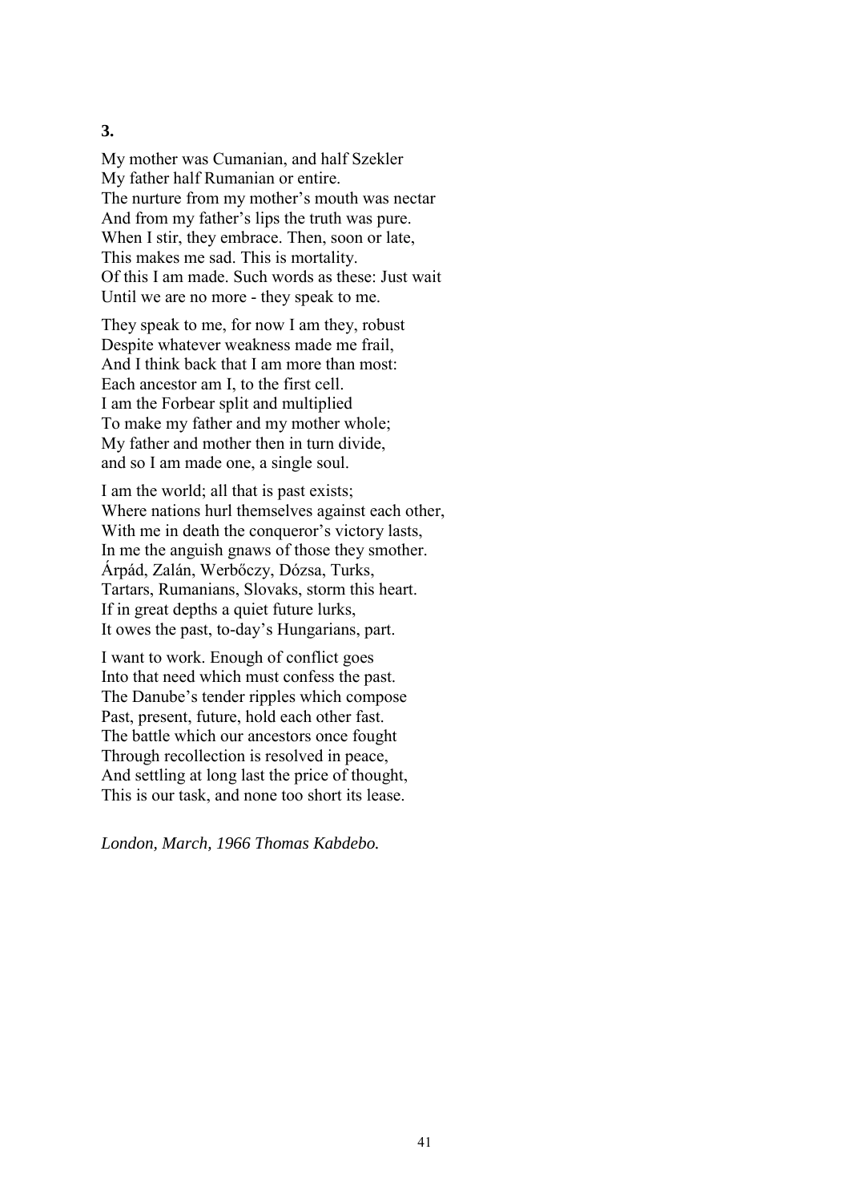**3.**

My mother was Cumanian, and half Szekler  
My father half Rumanian or entire.  
The nurture from my mother's mouth was nectar  
And from my father's lips the truth was pure.  
When I stir, they embrace. Then, soon or late,  
This makes me sad. This is mortality.  
Of this I am made. Such words as these: Just wait  
Until we are no more - they speak to me.

They speak to me, for now I am they, robust  
Despite whatever weakness made me frail,  
And I think back that I am more than most:  
Each ancestor am I, to the first cell.  
I am the Forbear split and multiplied  
To make my father and my mother whole;  
My father and mother then in turn divide,  
and so I am made one, a single soul.

I am the world; all that is past exists;  
Where nations hurl themselves against each other,  
With me in death the conqueror's victory lasts,  
In me the anguish gnaws of those they smother.  
Árpád, Zalán, Werbőczy, Dózsa, Turks,  
Tartars, Rumanians, Slovaks, storm this heart.  
If in great depths a quiet future lurks,  
It owes the past, to-day's Hungarians, part.

I want to work. Enough of conflict goes  
Into that need which must confess the past.  
The Danube's tender ripples which compose  
Past, present, future, hold each other fast.  
The battle which our ancestors once fought  
Through recollection is resolved in peace,  
And settling at long last the price of thought,  
This is our task, and none too short its lease.

*London, March, 1966 Thomas Kabdebo.*